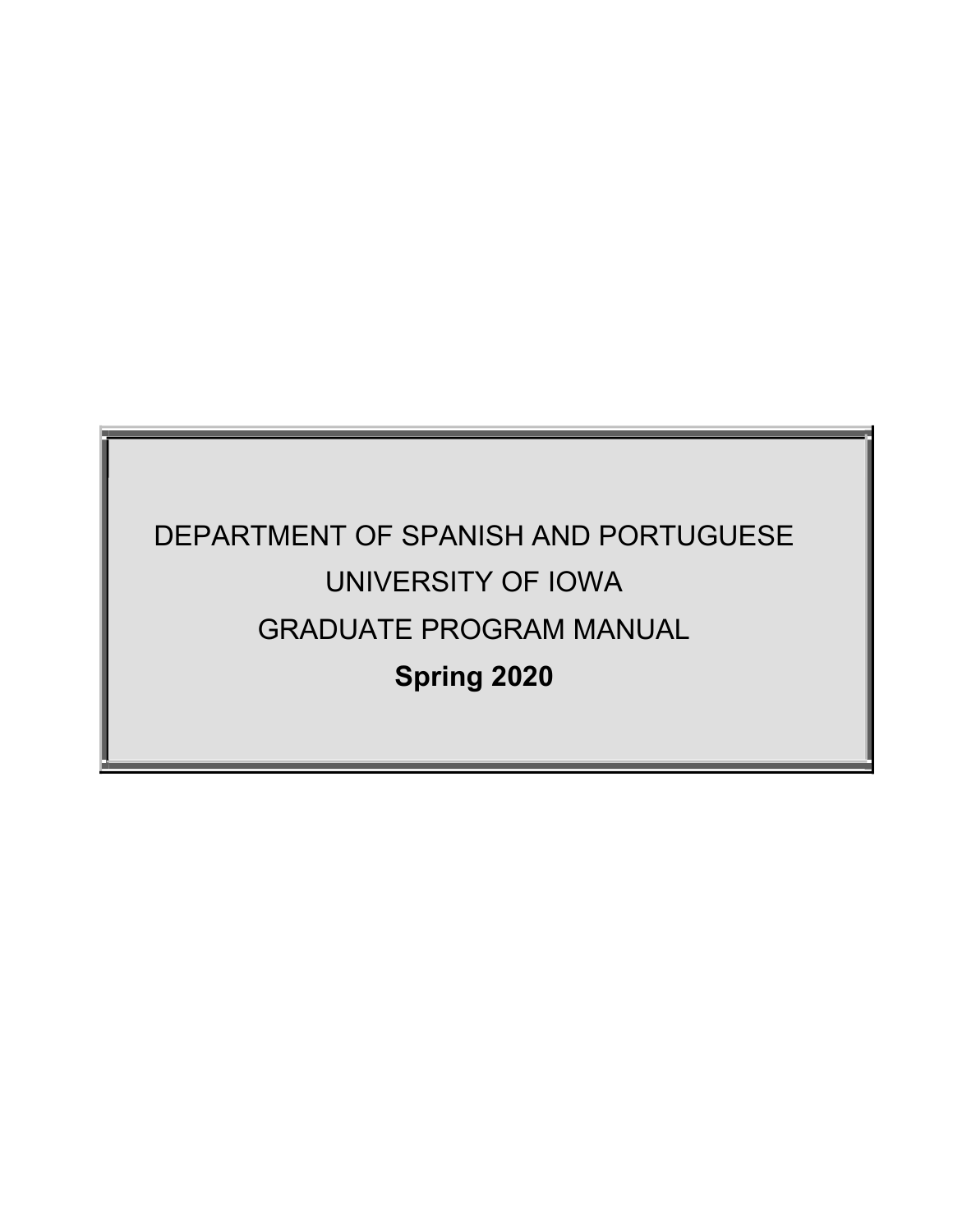# DEPARTMENT OF SPANISH AND PORTUGUESE

# UNIVERSITY OF IOWA

# GRADUATE PROGRAM MANUAL

**Spring 2020**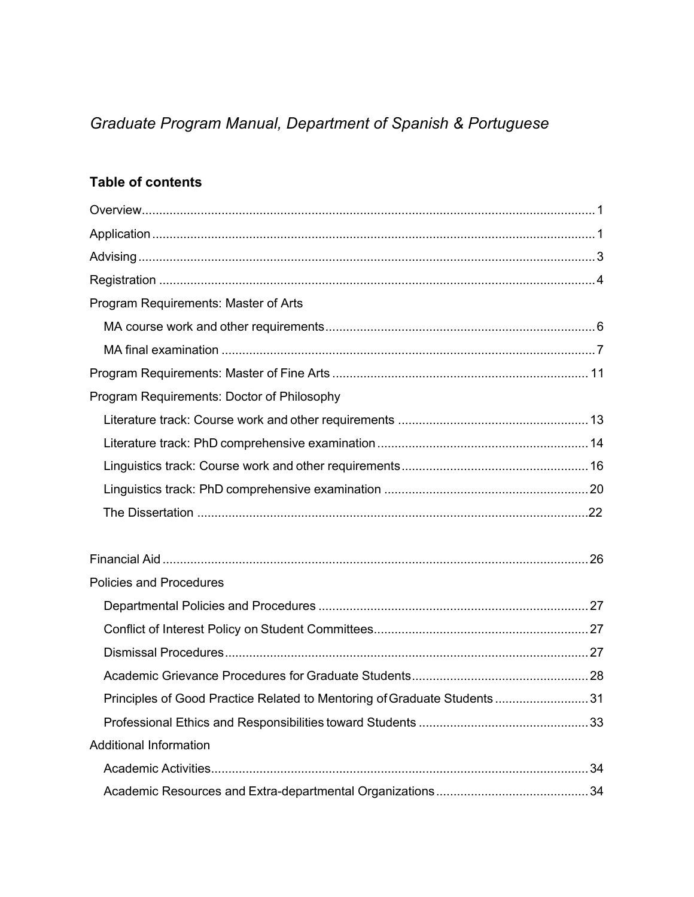*Graduate Program Manual, Department of Spanish & Portuguese*

## Table of contents

Overview ... 1

Application ... 1

Advising ... 3

Registration ... 4

Program Requirements: Master of Arts

- MA course work and other requirements ... 6
- MA final examination ... 7

Program Requirements: Master of Fine Arts ... 11

Program Requirements: Doctor of Philosophy

- Literature track: Course work and other requirements ... 13
- Literature track: PhD comprehensive examination ... 14
- Linguistics track: Course work and other requirements ... 16
- Linguistics track: PhD comprehensive examination ... 20
- The Dissertation ... 22

Financial Aid ... 26

Policies and Procedures

- Departmental Policies and Procedures ... 27
- Conflict of Interest Policy on Student Committees ... 27
- Dismissal Procedures ... 27
- Academic Grievance Procedures for Graduate Students ... 28
- Principles of Good Practice Related to Mentoring of Graduate Students ... 31
- Professional Ethics and Responsibilities toward Students ... 33

Additional Information

- Academic Activities ... 34
- Academic Resources and Extra-departmental Organizations ... 34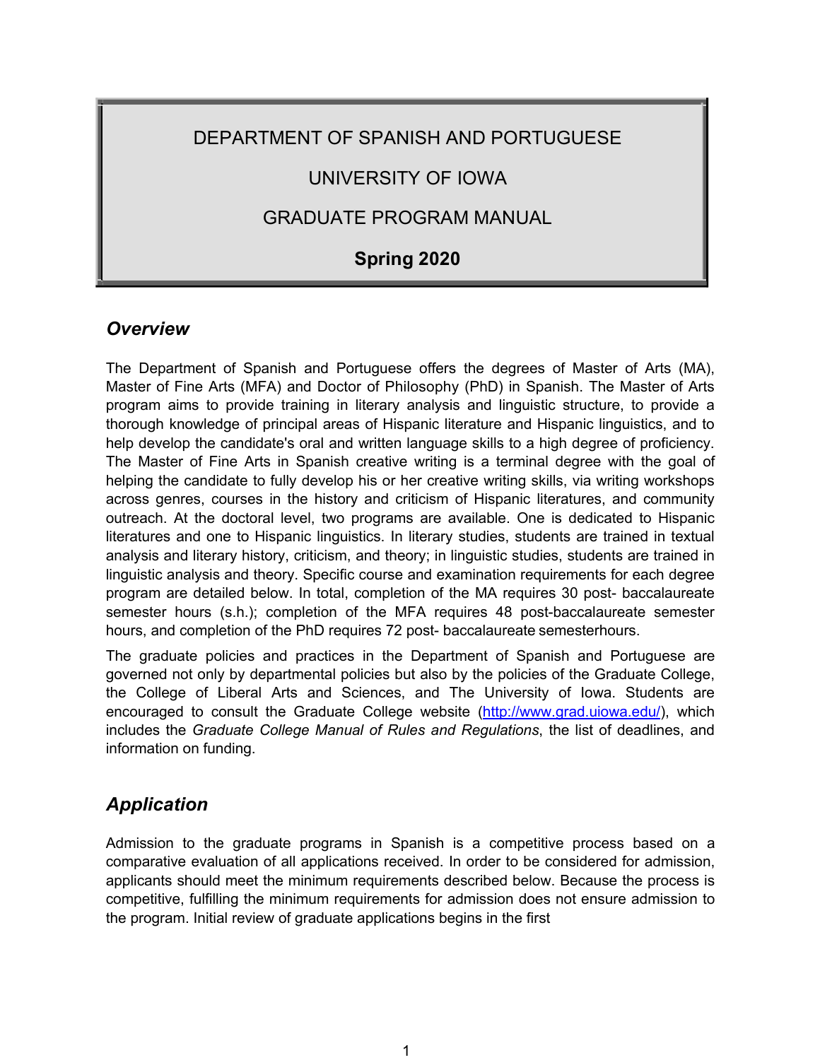DEPARTMENT OF SPANISH AND PORTUGUESE

UNIVERSITY OF IOWA

GRADUATE PROGRAM MANUAL

**Spring 2020**

## *Overview*

The Department of Spanish and Portuguese offers the degrees of Master of Arts (MA), Master of Fine Arts (MFA) and Doctor of Philosophy (PhD) in Spanish. The Master of Arts program aims to provide training in literary analysis and linguistic structure, to provide a thorough knowledge of principal areas of Hispanic literature and Hispanic linguistics, and to help develop the candidate's oral and written language skills to a high degree of proficiency. The Master of Fine Arts in Spanish creative writing is a terminal degree with the goal of helping the candidate to fully develop his or her creative writing skills, via writing workshops across genres, courses in the history and criticism of Hispanic literatures, and community outreach. At the doctoral level, two programs are available. One is dedicated to Hispanic literatures and one to Hispanic linguistics. In literary studies, students are trained in textual analysis and literary history, criticism, and theory; in linguistic studies, students are trained in linguistic analysis and theory. Specific course and examination requirements for each degree program are detailed below. In total, completion of the MA requires 30 post- baccalaureate semester hours (s.h.); completion of the MFA requires 48 post-baccalaureate semester hours, and completion of the PhD requires 72 post- baccalaureate semesterhours.

The graduate policies and practices in the Department of Spanish and Portuguese are governed not only by departmental policies but also by the policies of the Graduate College, the College of Liberal Arts and Sciences, and The University of Iowa. Students are encouraged to consult the Graduate College website (http://www.grad.uiowa.edu/), which includes the *Graduate College Manual of Rules and Regulations*, the list of deadlines, and information on funding.

## *Application*

Admission to the graduate programs in Spanish is a competitive process based on a comparative evaluation of all applications received. In order to be considered for admission, applicants should meet the minimum requirements described below. Because the process is competitive, fulfilling the minimum requirements for admission does not ensure admission to the program. Initial review of graduate applications begins in the first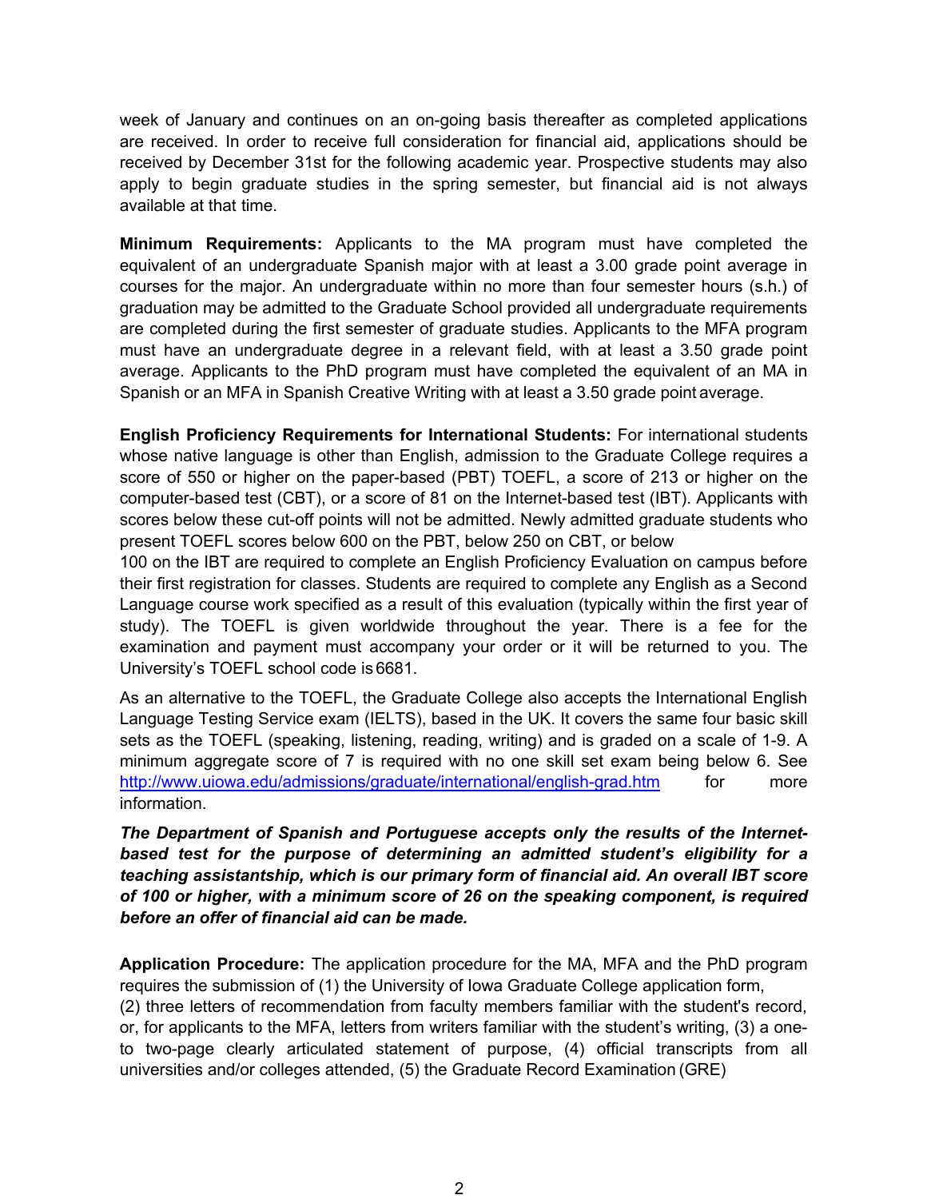week of January and continues on an on-going basis thereafter as completed applications are received. In order to receive full consideration for financial aid, applications should be received by December 31st for the following academic year. Prospective students may also apply to begin graduate studies in the spring semester, but financial aid is not always available at that time.

**Minimum Requirements:** Applicants to the MA program must have completed the equivalent of an undergraduate Spanish major with at least a 3.00 grade point average in courses for the major. An undergraduate within no more than four semester hours (s.h.) of graduation may be admitted to the Graduate School provided all undergraduate requirements are completed during the first semester of graduate studies. Applicants to the MFA program must have an undergraduate degree in a relevant field, with at least a 3.50 grade point average. Applicants to the PhD program must have completed the equivalent of an MA in Spanish or an MFA in Spanish Creative Writing with at least a 3.50 grade point average.

**English Proficiency Requirements for International Students:** For international students whose native language is other than English, admission to the Graduate College requires a score of 550 or higher on the paper-based (PBT) TOEFL, a score of 213 or higher on the computer-based test (CBT), or a score of 81 on the Internet-based test (IBT). Applicants with scores below these cut-off points will not be admitted. Newly admitted graduate students who present TOEFL scores below 600 on the PBT, below 250 on CBT, or below 100 on the IBT are required to complete an English Proficiency Evaluation on campus before their first registration for classes. Students are required to complete any English as a Second Language course work specified as a result of this evaluation (typically within the first year of study). The TOEFL is given worldwide throughout the year. There is a fee for the examination and payment must accompany your order or it will be returned to you. The University's TOEFL school code is 6681.

As an alternative to the TOEFL, the Graduate College also accepts the International English Language Testing Service exam (IELTS), based in the UK. It covers the same four basic skill sets as the TOEFL (speaking, listening, reading, writing) and is graded on a scale of 1-9. A minimum aggregate score of 7 is required with no one skill set exam being below 6. See [http://www.uiowa.edu/admissions/graduate/international/english-grad.htm](http://www.uiowa.edu/admissions/graduate/international/english-grad.htm) for more information.

***The Department of Spanish and Portuguese accepts only the results of the Internet-based test for the purpose of determining an admitted student's eligibility for a teaching assistantship, which is our primary form of financial aid. An overall IBT score of 100 or higher, with a minimum score of 26 on the speaking component, is required before an offer of financial aid can be made.***

**Application Procedure:** The application procedure for the MA, MFA and the PhD program requires the submission of (1) the University of Iowa Graduate College application form, (2) three letters of recommendation from faculty members familiar with the student's record, or, for applicants to the MFA, letters from writers familiar with the student's writing, (3) a one- to two-page clearly articulated statement of purpose, (4) official transcripts from all universities and/or colleges attended, (5) the Graduate Record Examination (GRE)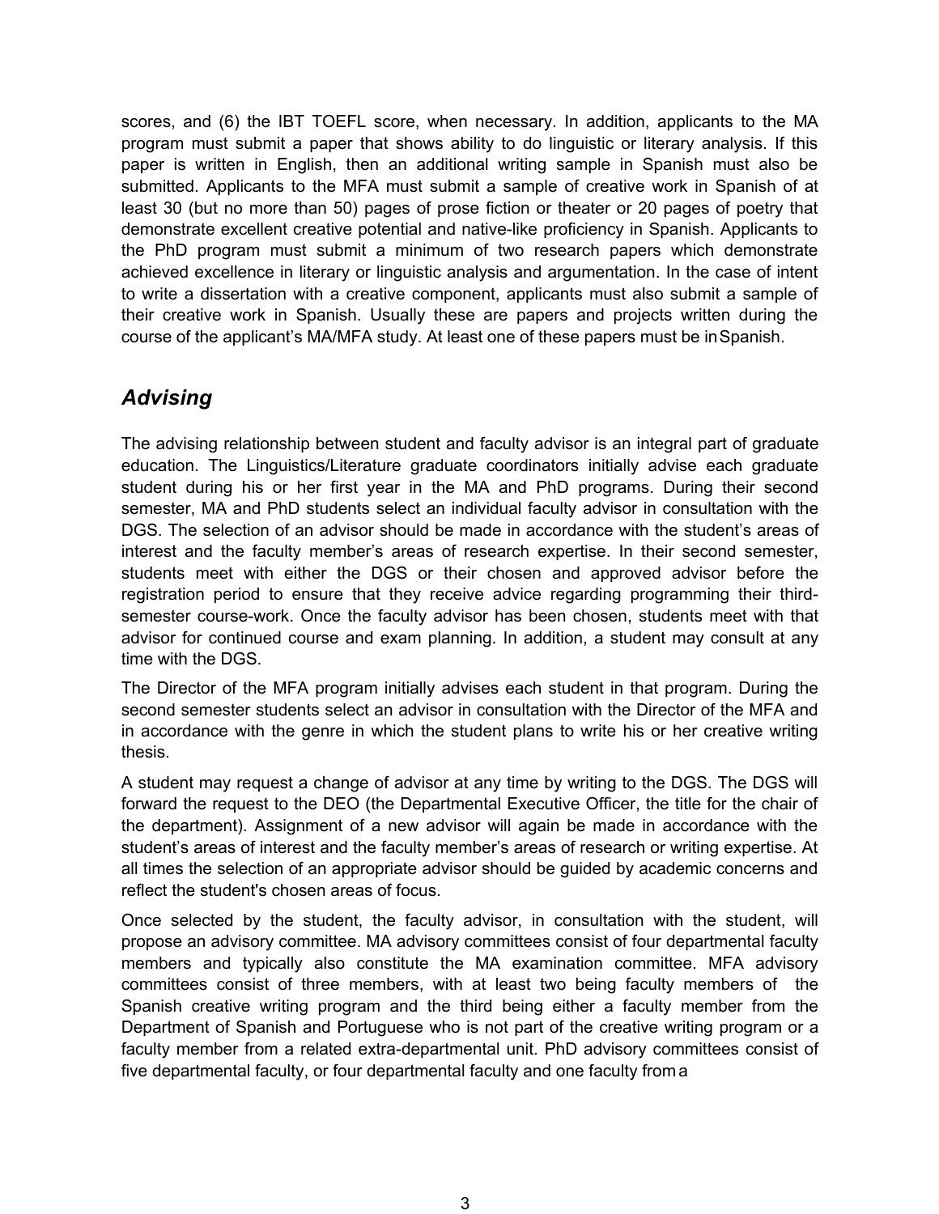scores, and (6) the IBT TOEFL score, when necessary. In addition, applicants to the MA program must submit a paper that shows ability to do linguistic or literary analysis. If this paper is written in English, then an additional writing sample in Spanish must also be submitted. Applicants to the MFA must submit a sample of creative work in Spanish of at least 30 (but no more than 50) pages of prose fiction or theater or 20 pages of poetry that demonstrate excellent creative potential and native-like proficiency in Spanish. Applicants to the PhD program must submit a minimum of two research papers which demonstrate achieved excellence in literary or linguistic analysis and argumentation. In the case of intent to write a dissertation with a creative component, applicants must also submit a sample of their creative work in Spanish. Usually these are papers and projects written during the course of the applicant's MA/MFA study. At least one of these papers must be in Spanish.

## *Advising*

The advising relationship between student and faculty advisor is an integral part of graduate education. The Linguistics/Literature graduate coordinators initially advise each graduate student during his or her first year in the MA and PhD programs. During their second semester, MA and PhD students select an individual faculty advisor in consultation with the DGS. The selection of an advisor should be made in accordance with the student's areas of interest and the faculty member's areas of research expertise. In their second semester, students meet with either the DGS or their chosen and approved advisor before the registration period to ensure that they receive advice regarding programming their third-semester course-work. Once the faculty advisor has been chosen, students meet with that advisor for continued course and exam planning. In addition, a student may consult at any time with the DGS.

The Director of the MFA program initially advises each student in that program. During the second semester students select an advisor in consultation with the Director of the MFA and in accordance with the genre in which the student plans to write his or her creative writing thesis.

A student may request a change of advisor at any time by writing to the DGS. The DGS will forward the request to the DEO (the Departmental Executive Officer, the title for the chair of the department). Assignment of a new advisor will again be made in accordance with the student's areas of interest and the faculty member's areas of research or writing expertise. At all times the selection of an appropriate advisor should be guided by academic concerns and reflect the student's chosen areas of focus.

Once selected by the student, the faculty advisor, in consultation with the student, will propose an advisory committee. MA advisory committees consist of four departmental faculty members and typically also constitute the MA examination committee. MFA advisory committees consist of three members, with at least two being faculty members of the Spanish creative writing program and the third being either a faculty member from the Department of Spanish and Portuguese who is not part of the creative writing program or a faculty member from a related extra-departmental unit. PhD advisory committees consist of five departmental faculty, or four departmental faculty and one faculty from a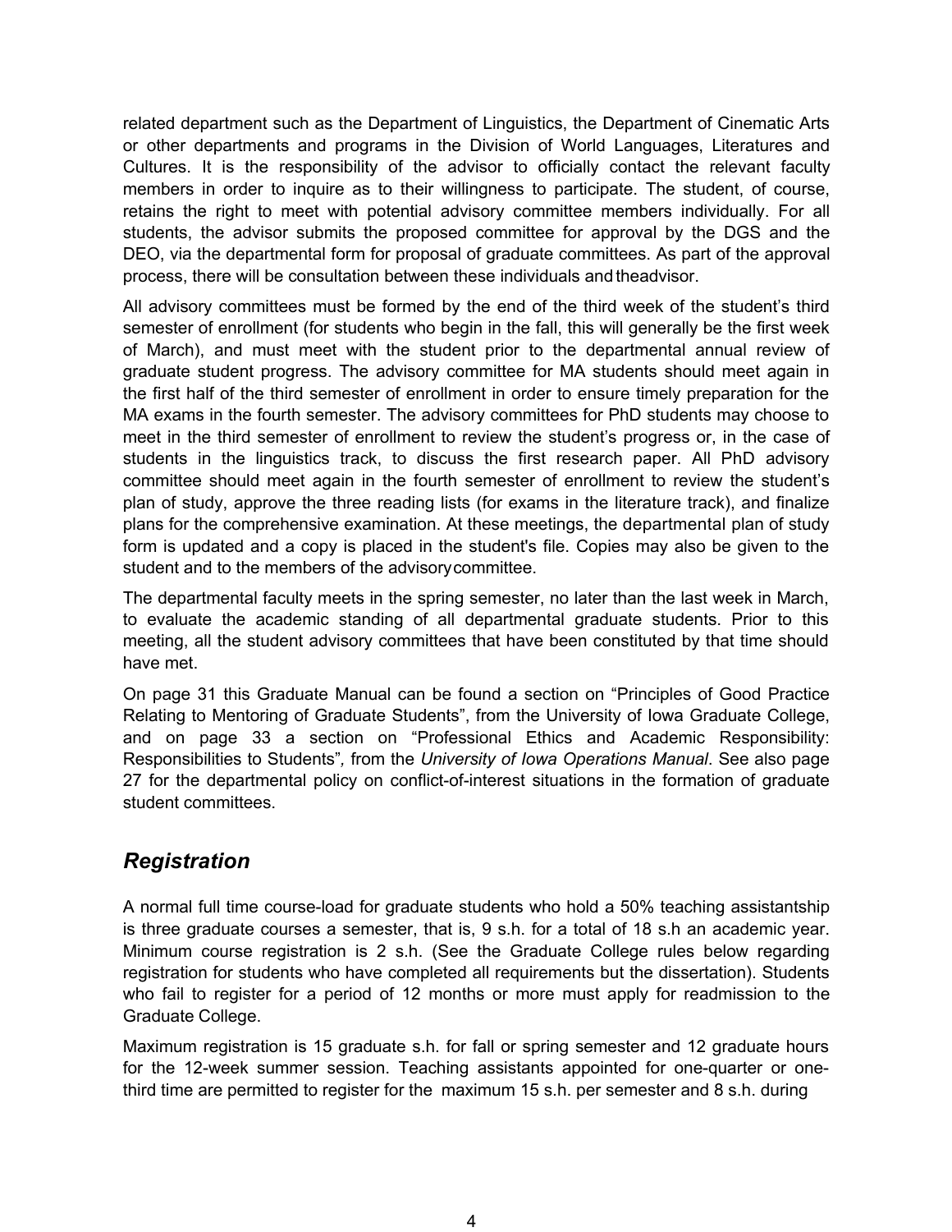related department such as the Department of Linguistics, the Department of Cinematic Arts or other departments and programs in the Division of World Languages, Literatures and Cultures. It is the responsibility of the advisor to officially contact the relevant faculty members in order to inquire as to their willingness to participate. The student, of course, retains the right to meet with potential advisory committee members individually. For all students, the advisor submits the proposed committee for approval by the DGS and the DEO, via the departmental form for proposal of graduate committees. As part of the approval process, there will be consultation between these individuals and theadvisor.

All advisory committees must be formed by the end of the third week of the student's third semester of enrollment (for students who begin in the fall, this will generally be the first week of March), and must meet with the student prior to the departmental annual review of graduate student progress. The advisory committee for MA students should meet again in the first half of the third semester of enrollment in order to ensure timely preparation for the MA exams in the fourth semester. The advisory committees for PhD students may choose to meet in the third semester of enrollment to review the student's progress or, in the case of students in the linguistics track, to discuss the first research paper. All PhD advisory committee should meet again in the fourth semester of enrollment to review the student's plan of study, approve the three reading lists (for exams in the literature track), and finalize plans for the comprehensive examination. At these meetings, the departmental plan of study form is updated and a copy is placed in the student's file. Copies may also be given to the student and to the members of the advisorycommittee.

The departmental faculty meets in the spring semester, no later than the last week in March, to evaluate the academic standing of all departmental graduate students. Prior to this meeting, all the student advisory committees that have been constituted by that time should have met.

On page 31 this Graduate Manual can be found a section on "Principles of Good Practice Relating to Mentoring of Graduate Students", from the University of Iowa Graduate College, and on page 33 a section on "Professional Ethics and Academic Responsibility: Responsibilities to Students"*,* from the *University of Iowa Operations Manual*. See also page 27 for the departmental policy on conflict-of-interest situations in the formation of graduate student committees.

## *Registration*

A normal full time course-load for graduate students who hold a 50% teaching assistantship is three graduate courses a semester, that is, 9 s.h. for a total of 18 s.h an academic year. Minimum course registration is 2 s.h. (See the Graduate College rules below regarding registration for students who have completed all requirements but the dissertation). Students who fail to register for a period of 12 months or more must apply for readmission to the Graduate College.

Maximum registration is 15 graduate s.h. for fall or spring semester and 12 graduate hours for the 12-week summer session. Teaching assistants appointed for one-quarter or one-third time are permitted to register for the maximum 15 s.h. per semester and 8 s.h. during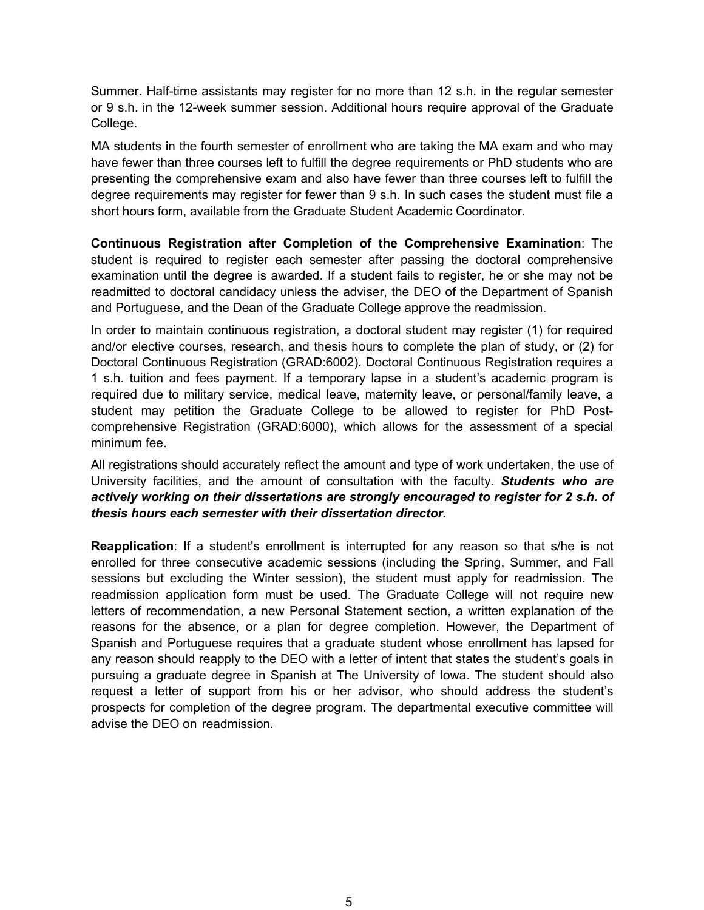Summer. Half-time assistants may register for no more than 12 s.h. in the regular semester or 9 s.h. in the 12-week summer session. Additional hours require approval of the Graduate College.

MA students in the fourth semester of enrollment who are taking the MA exam and who may have fewer than three courses left to fulfill the degree requirements or PhD students who are presenting the comprehensive exam and also have fewer than three courses left to fulfill the degree requirements may register for fewer than 9 s.h. In such cases the student must file a short hours form, available from the Graduate Student Academic Coordinator.

**Continuous Registration after Completion of the Comprehensive Examination**: The student is required to register each semester after passing the doctoral comprehensive examination until the degree is awarded. If a student fails to register, he or she may not be readmitted to doctoral candidacy unless the adviser, the DEO of the Department of Spanish and Portuguese, and the Dean of the Graduate College approve the readmission.

In order to maintain continuous registration, a doctoral student may register (1) for required and/or elective courses, research, and thesis hours to complete the plan of study, or (2) for Doctoral Continuous Registration (GRAD:6002). Doctoral Continuous Registration requires a 1 s.h. tuition and fees payment. If a temporary lapse in a student's academic program is required due to military service, medical leave, maternity leave, or personal/family leave, a student may petition the Graduate College to be allowed to register for PhD Post-comprehensive Registration (GRAD:6000), which allows for the assessment of a special minimum fee.

All registrations should accurately reflect the amount and type of work undertaken, the use of University facilities, and the amount of consultation with the faculty. ***Students who are actively working on their dissertations are strongly encouraged to register for 2 s.h. of thesis hours each semester with their dissertation director.***

**Reapplication**: If a student's enrollment is interrupted for any reason so that s/he is not enrolled for three consecutive academic sessions (including the Spring, Summer, and Fall sessions but excluding the Winter session), the student must apply for readmission. The readmission application form must be used. The Graduate College will not require new letters of recommendation, a new Personal Statement section, a written explanation of the reasons for the absence, or a plan for degree completion. However, the Department of Spanish and Portuguese requires that a graduate student whose enrollment has lapsed for any reason should reapply to the DEO with a letter of intent that states the student's goals in pursuing a graduate degree in Spanish at The University of Iowa. The student should also request a letter of support from his or her advisor, who should address the student's prospects for completion of the degree program. The departmental executive committee will advise the DEO on readmission.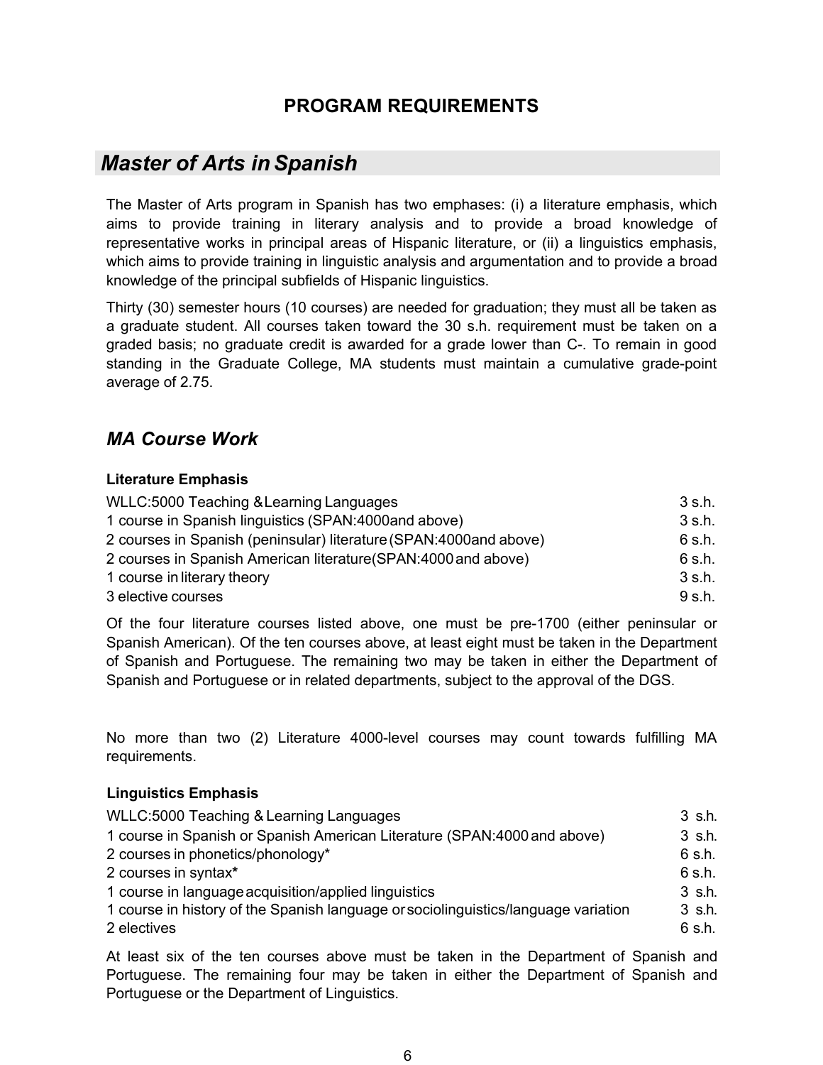## PROGRAM REQUIREMENTS

## *Master of Arts in Spanish*

The Master of Arts program in Spanish has two emphases: (i) a literature emphasis, which aims to provide training in literary analysis and to provide a broad knowledge of representative works in principal areas of Hispanic literature, or (ii) a linguistics emphasis, which aims to provide training in linguistic analysis and argumentation and to provide a broad knowledge of the principal subfields of Hispanic linguistics.

Thirty (30) semester hours (10 courses) are needed for graduation; they must all be taken as a graduate student. All courses taken toward the 30 s.h. requirement must be taken on a graded basis; no graduate credit is awarded for a grade lower than C-. To remain in good standing in the Graduate College, MA students must maintain a cumulative grade-point average of 2.75.

### *MA Course Work*

**Literature Emphasis**

| Course | Hours |
|---|---|
| WLLC:5000 Teaching & Learning Languages | 3 s.h. |
| 1 course in Spanish linguistics (SPAN:4000 and above) | 3 s.h. |
| 2 courses in Spanish (peninsular) literature (SPAN:4000 and above) | 6 s.h. |
| 2 courses in Spanish American literature (SPAN:4000 and above) | 6 s.h. |
| 1 course in literary theory | 3 s.h. |
| 3 elective courses | 9 s.h. |

Of the four literature courses listed above, one must be pre-1700 (either peninsular or Spanish American). Of the ten courses above, at least eight must be taken in the Department of Spanish and Portuguese. The remaining two may be taken in either the Department of Spanish and Portuguese or in related departments, subject to the approval of the DGS.

No more than two (2) Literature 4000-level courses may count towards fulfilling MA requirements.

**Linguistics Emphasis**

| Course | Hours |
|---|---|
| WLLC:5000 Teaching & Learning Languages | 3 s.h. |
| 1 course in Spanish or Spanish American Literature (SPAN:4000 and above) | 3 s.h. |
| 2 courses in phonetics/phonology* | 6 s.h. |
| 2 courses in syntax* | 6 s.h. |
| 1 course in language acquisition/applied linguistics | 3 s.h. |
| 1 course in history of the Spanish language or sociolinguistics/language variation | 3 s.h. |
| 2 electives | 6 s.h. |

At least six of the ten courses above must be taken in the Department of Spanish and Portuguese. The remaining four may be taken in either the Department of Spanish and Portuguese or the Department of Linguistics.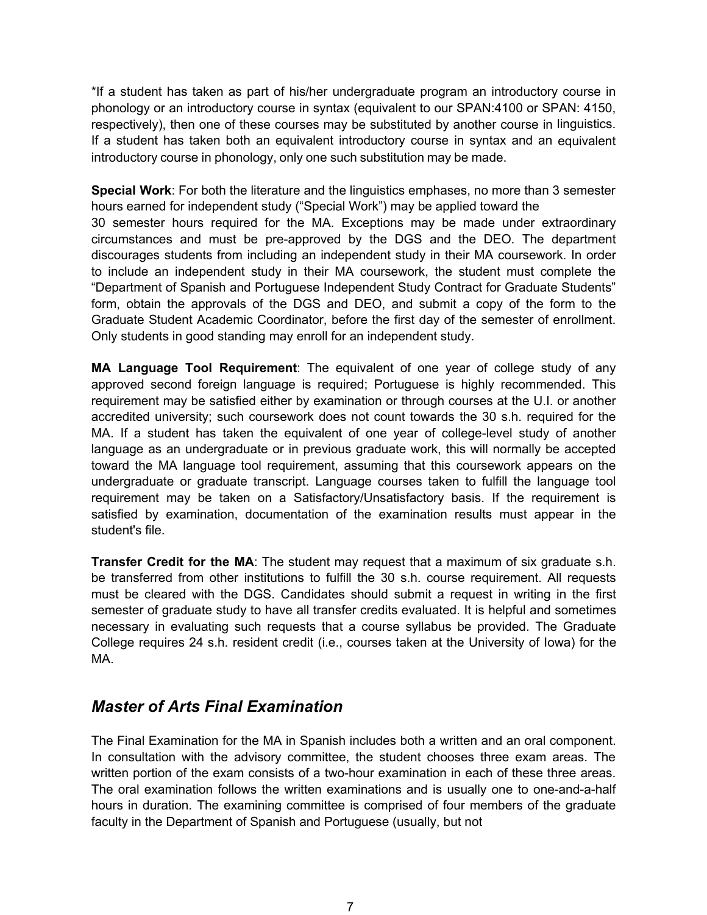*If a student has taken as part of his/her undergraduate program an introductory course in phonology or an introductory course in syntax (equivalent to our SPAN:4100 or SPAN: 4150, respectively), then one of these courses may be substituted by another course in linguistics. If a student has taken both an equivalent introductory course in syntax and an equivalent introductory course in phonology, only one such substitution may be made.

**Special Work**: For both the literature and the linguistics emphases, no more than 3 semester hours earned for independent study ("Special Work") may be applied toward the 30 semester hours required for the MA. Exceptions may be made under extraordinary circumstances and must be pre-approved by the DGS and the DEO. The department discourages students from including an independent study in their MA coursework. In order to include an independent study in their MA coursework, the student must complete the "Department of Spanish and Portuguese Independent Study Contract for Graduate Students" form, obtain the approvals of the DGS and DEO, and submit a copy of the form to the Graduate Student Academic Coordinator, before the first day of the semester of enrollment. Only students in good standing may enroll for an independent study.

**MA Language Tool Requirement**: The equivalent of one year of college study of any approved second foreign language is required; Portuguese is highly recommended. This requirement may be satisfied either by examination or through courses at the U.I. or another accredited university; such coursework does not count towards the 30 s.h. required for the MA. If a student has taken the equivalent of one year of college-level study of another language as an undergraduate or in previous graduate work, this will normally be accepted toward the MA language tool requirement, assuming that this coursework appears on the undergraduate or graduate transcript. Language courses taken to fulfill the language tool requirement may be taken on a Satisfactory/Unsatisfactory basis. If the requirement is satisfied by examination, documentation of the examination results must appear in the student's file.

**Transfer Credit for the MA**: The student may request that a maximum of six graduate s.h. be transferred from other institutions to fulfill the 30 s.h. course requirement. All requests must be cleared with the DGS. Candidates should submit a request in writing in the first semester of graduate study to have all transfer credits evaluated. It is helpful and sometimes necessary in evaluating such requests that a course syllabus be provided. The Graduate College requires 24 s.h. resident credit (i.e., courses taken at the University of Iowa) for the MA.

## *Master of Arts Final Examination*

The Final Examination for the MA in Spanish includes both a written and an oral component. In consultation with the advisory committee, the student chooses three exam areas. The written portion of the exam consists of a two-hour examination in each of these three areas. The oral examination follows the written examinations and is usually one to one-and-a-half hours in duration. The examining committee is comprised of four members of the graduate faculty in the Department of Spanish and Portuguese (usually, but not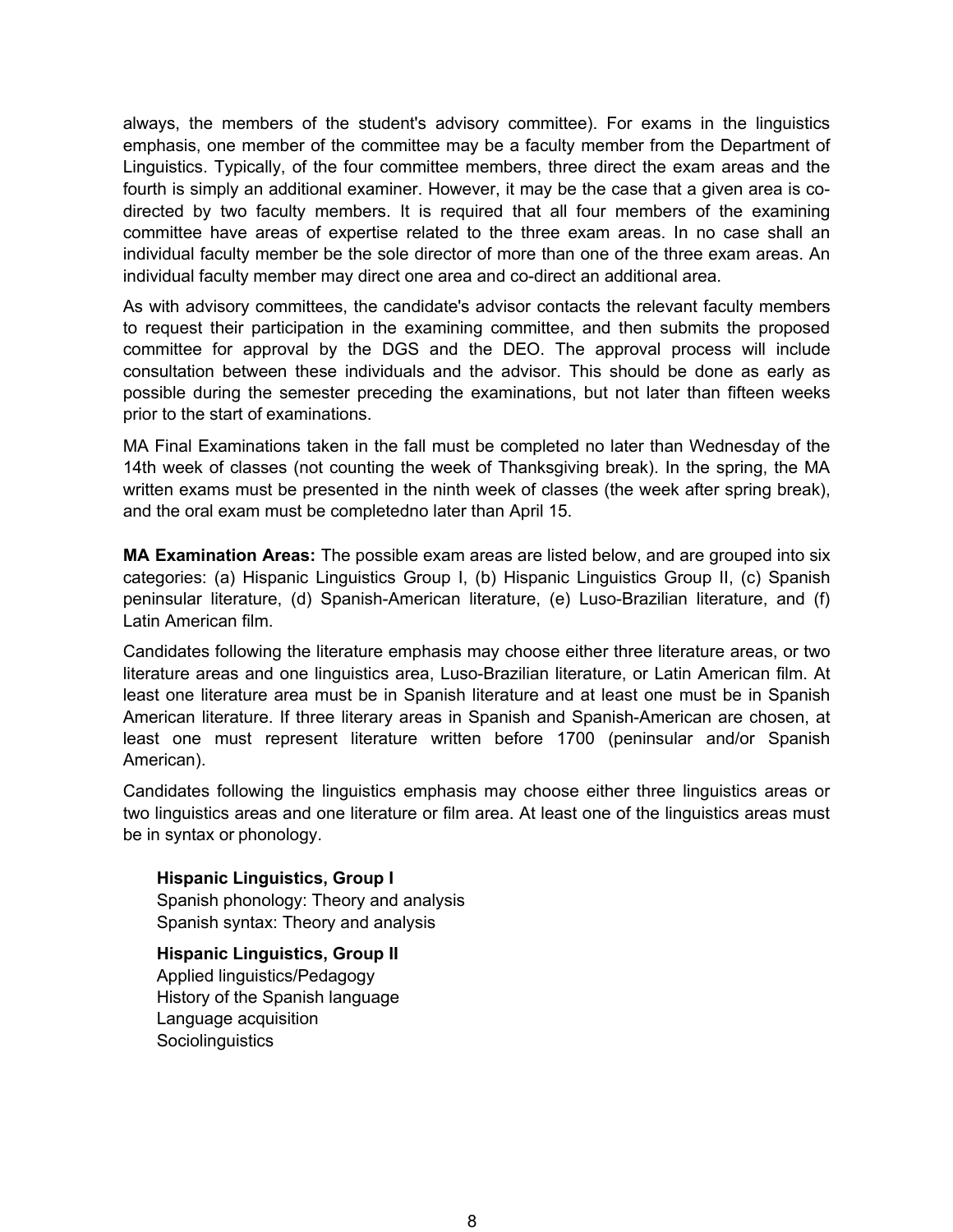always, the members of the student's advisory committee). For exams in the linguistics emphasis, one member of the committee may be a faculty member from the Department of Linguistics. Typically, of the four committee members, three direct the exam areas and the fourth is simply an additional examiner. However, it may be the case that a given area is co-directed by two faculty members. It is required that all four members of the examining committee have areas of expertise related to the three exam areas. In no case shall an individual faculty member be the sole director of more than one of the three exam areas. An individual faculty member may direct one area and co-direct an additional area.

As with advisory committees, the candidate's advisor contacts the relevant faculty members to request their participation in the examining committee, and then submits the proposed committee for approval by the DGS and the DEO. The approval process will include consultation between these individuals and the advisor. This should be done as early as possible during the semester preceding the examinations, but not later than fifteen weeks prior to the start of examinations.

MA Final Examinations taken in the fall must be completed no later than Wednesday of the 14th week of classes (not counting the week of Thanksgiving break). In the spring, the MA written exams must be presented in the ninth week of classes (the week after spring break), and the oral exam must be completedno later than April 15.

**MA Examination Areas:** The possible exam areas are listed below, and are grouped into six categories: (a) Hispanic Linguistics Group I, (b) Hispanic Linguistics Group II, (c) Spanish peninsular literature, (d) Spanish-American literature, (e) Luso-Brazilian literature, and (f) Latin American film.

Candidates following the literature emphasis may choose either three literature areas, or two literature areas and one linguistics area, Luso-Brazilian literature, or Latin American film. At least one literature area must be in Spanish literature and at least one must be in Spanish American literature. If three literary areas in Spanish and Spanish-American are chosen, at least one must represent literature written before 1700 (peninsular and/or Spanish American).

Candidates following the linguistics emphasis may choose either three linguistics areas or two linguistics areas and one literature or film area. At least one of the linguistics areas must be in syntax or phonology.

**Hispanic Linguistics, Group I**
Spanish phonology: Theory and analysis
Spanish syntax: Theory and analysis

**Hispanic Linguistics, Group II**
Applied linguistics/Pedagogy
History of the Spanish language
Language acquisition
Sociolinguistics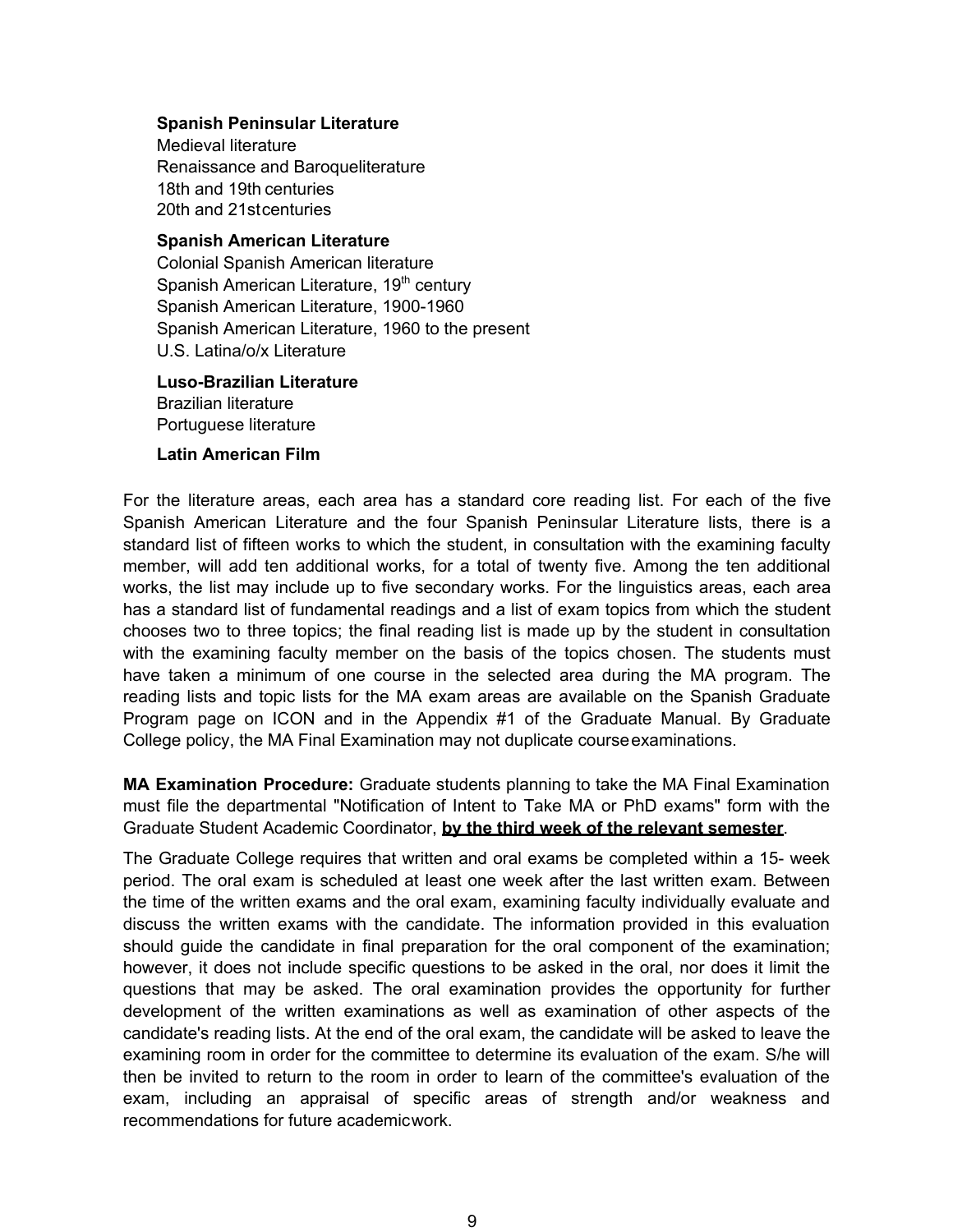**Spanish Peninsular Literature**
Medieval literature
Renaissance and Baroqueliterature
18th and 19th centuries
20th and 21stcenturies

**Spanish American Literature**
Colonial Spanish American literature
Spanish American Literature, 19th century
Spanish American Literature, 1900-1960
Spanish American Literature, 1960 to the present
U.S. Latina/o/x Literature

**Luso-Brazilian Literature**
Brazilian literature
Portuguese literature

**Latin American Film**

For the literature areas, each area has a standard core reading list. For each of the five Spanish American Literature and the four Spanish Peninsular Literature lists, there is a standard list of fifteen works to which the student, in consultation with the examining faculty member, will add ten additional works, for a total of twenty five. Among the ten additional works, the list may include up to five secondary works. For the linguistics areas, each area has a standard list of fundamental readings and a list of exam topics from which the student chooses two to three topics; the final reading list is made up by the student in consultation with the examining faculty member on the basis of the topics chosen. The students must have taken a minimum of one course in the selected area during the MA program. The reading lists and topic lists for the MA exam areas are available on the Spanish Graduate Program page on ICON and in the Appendix #1 of the Graduate Manual. By Graduate College policy, the MA Final Examination may not duplicate courseexaminations.

**MA Examination Procedure:** Graduate students planning to take the MA Final Examination must file the departmental "Notification of Intent to Take MA or PhD exams" form with the Graduate Student Academic Coordinator, **by the third week of the relevant semester**.

The Graduate College requires that written and oral exams be completed within a 15- week period. The oral exam is scheduled at least one week after the last written exam. Between the time of the written exams and the oral exam, examining faculty individually evaluate and discuss the written exams with the candidate. The information provided in this evaluation should guide the candidate in final preparation for the oral component of the examination; however, it does not include specific questions to be asked in the oral, nor does it limit the questions that may be asked. The oral examination provides the opportunity for further development of the written examinations as well as examination of other aspects of the candidate's reading lists. At the end of the oral exam, the candidate will be asked to leave the examining room in order for the committee to determine its evaluation of the exam. S/he will then be invited to return to the room in order to learn of the committee's evaluation of the exam, including an appraisal of specific areas of strength and/or weakness and recommendations for future academicwork.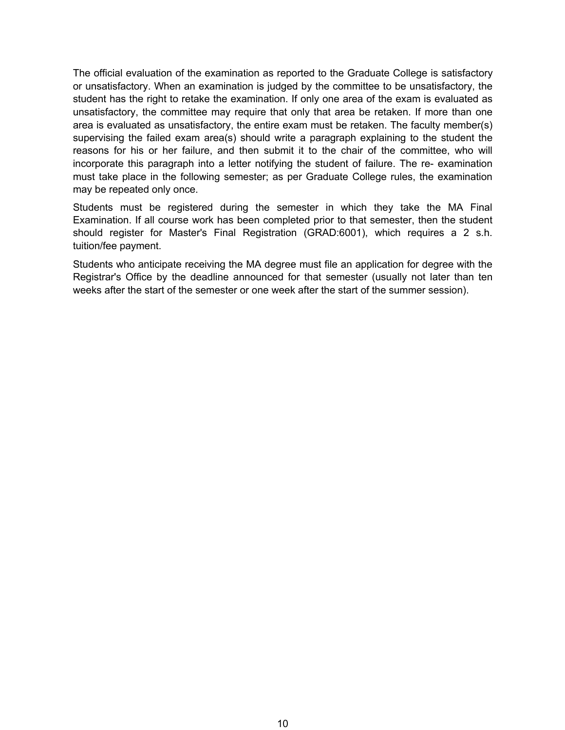The official evaluation of the examination as reported to the Graduate College is satisfactory or unsatisfactory. When an examination is judged by the committee to be unsatisfactory, the student has the right to retake the examination. If only one area of the exam is evaluated as unsatisfactory, the committee may require that only that area be retaken. If more than one area is evaluated as unsatisfactory, the entire exam must be retaken. The faculty member(s) supervising the failed exam area(s) should write a paragraph explaining to the student the reasons for his or her failure, and then submit it to the chair of the committee, who will incorporate this paragraph into a letter notifying the student of failure. The re- examination must take place in the following semester; as per Graduate College rules, the examination may be repeated only once.

Students must be registered during the semester in which they take the MA Final Examination. If all course work has been completed prior to that semester, then the student should register for Master's Final Registration (GRAD:6001), which requires a 2 s.h. tuition/fee payment.

Students who anticipate receiving the MA degree must file an application for degree with the Registrar's Office by the deadline announced for that semester (usually not later than ten weeks after the start of the semester or one week after the start of the summer session).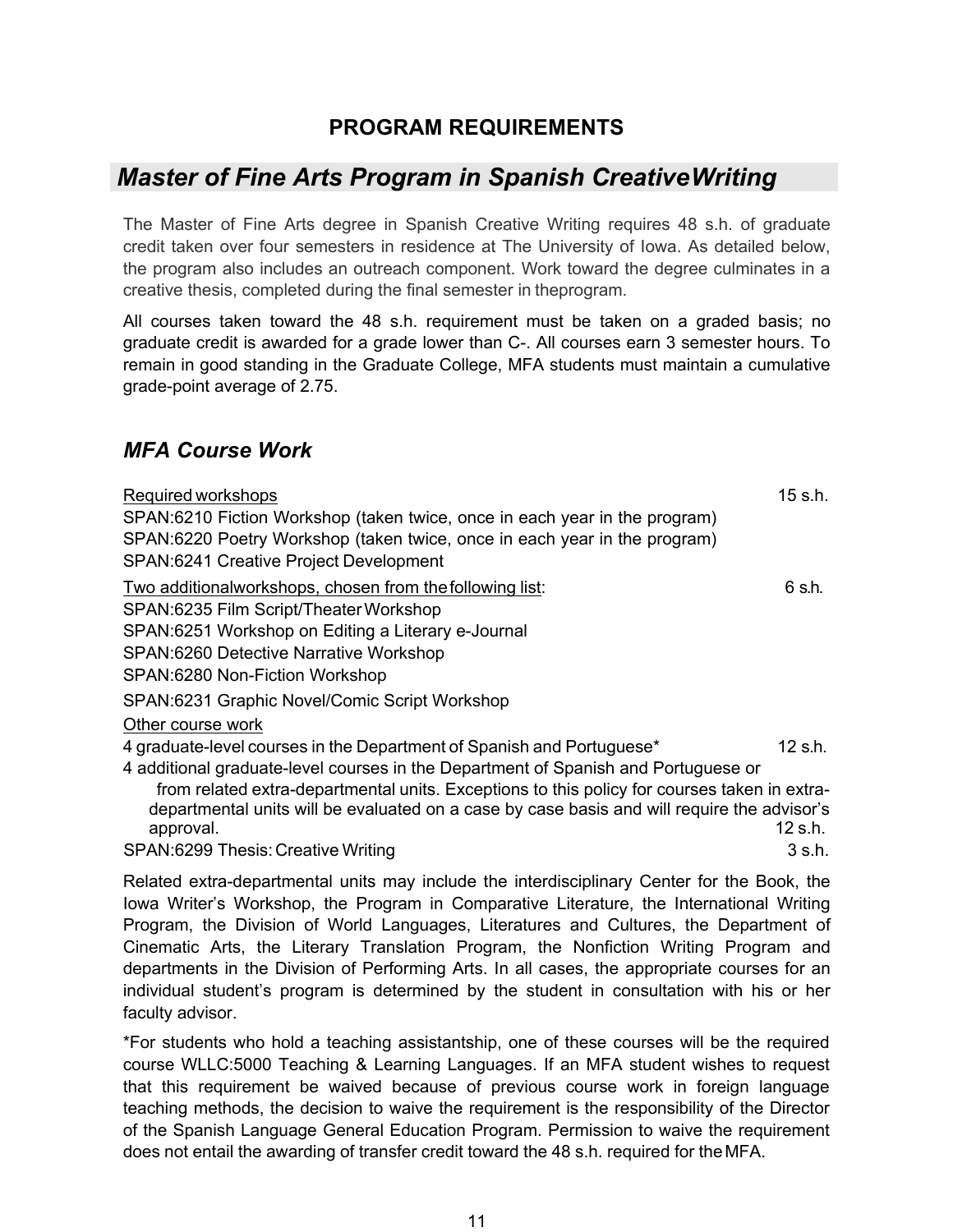## PROGRAM REQUIREMENTS

## *Master of Fine Arts Program in Spanish CreativeWriting*

The Master of Fine Arts degree in Spanish Creative Writing requires 48 s.h. of graduate credit taken over four semesters in residence at The University of Iowa. As detailed below, the program also includes an outreach component. Work toward the degree culminates in a creative thesis, completed during the final semester in theprogram.

All courses taken toward the 48 s.h. requirement must be taken on a graded basis; no graduate credit is awarded for a grade lower than C-. All courses earn 3 semester hours. To remain in good standing in the Graduate College, MFA students must maintain a cumulative grade-point average of 2.75.

### *MFA Course Work*

Required workshops — 15 s.h.

SPAN:6210 Fiction Workshop (taken twice, once in each year in the program)
SPAN:6220 Poetry Workshop (taken twice, once in each year in the program)
SPAN:6241 Creative Project Development

Two additionalworkshops, chosen from thefollowing list: — 6 s.h.

SPAN:6235 Film Script/Theater Workshop
SPAN:6251 Workshop on Editing a Literary e-Journal
SPAN:6260 Detective Narrative Workshop
SPAN:6280 Non-Fiction Workshop
SPAN:6231 Graphic Novel/Comic Script Workshop

Other course work

4 graduate-level courses in the Department of Spanish and Portuguese* — 12 s.h.

4 additional graduate-level courses in the Department of Spanish and Portuguese or from related extra-departmental units. Exceptions to this policy for courses taken in extra-departmental units will be evaluated on a case by case basis and will require the advisor's approval. — 12 s.h.

SPAN:6299 Thesis: Creative Writing — 3 s.h.

Related extra-departmental units may include the interdisciplinary Center for the Book, the Iowa Writer's Workshop, the Program in Comparative Literature, the International Writing Program, the Division of World Languages, Literatures and Cultures, the Department of Cinematic Arts, the Literary Translation Program, the Nonfiction Writing Program and departments in the Division of Performing Arts. In all cases, the appropriate courses for an individual student's program is determined by the student in consultation with his or her faculty advisor.

*For students who hold a teaching assistantship, one of these courses will be the required course WLLC:5000 Teaching & Learning Languages. If an MFA student wishes to request that this requirement be waived because of previous course work in foreign language teaching methods, the decision to waive the requirement is the responsibility of the Director of the Spanish Language General Education Program. Permission to waive the requirement does not entail the awarding of transfer credit toward the 48 s.h. required for the MFA.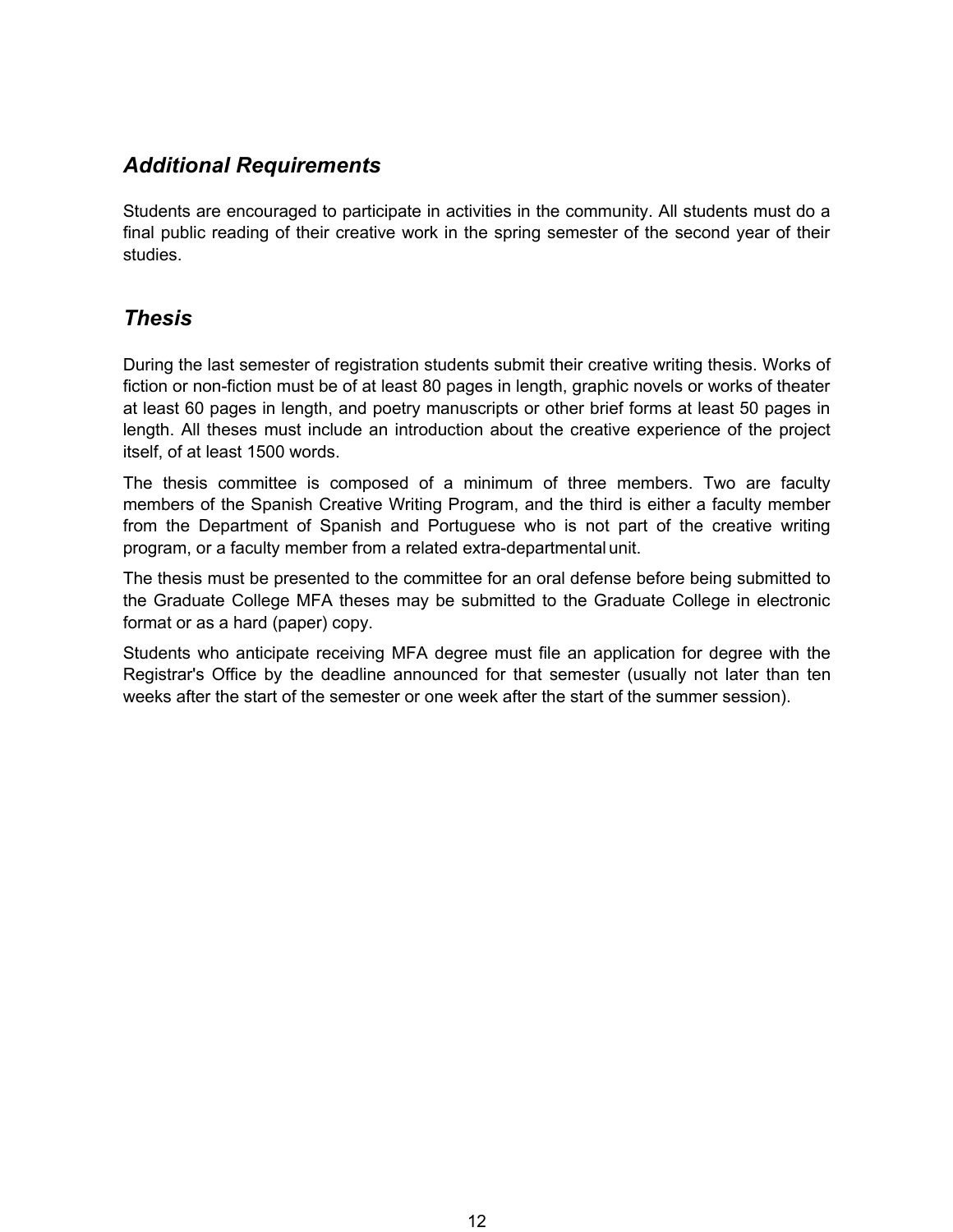## *Additional Requirements*

Students are encouraged to participate in activities in the community. All students must do a final public reading of their creative work in the spring semester of the second year of their studies.

## *Thesis*

During the last semester of registration students submit their creative writing thesis. Works of fiction or non-fiction must be of at least 80 pages in length, graphic novels or works of theater at least 60 pages in length, and poetry manuscripts or other brief forms at least 50 pages in length. All theses must include an introduction about the creative experience of the project itself, of at least 1500 words.

The thesis committee is composed of a minimum of three members. Two are faculty members of the Spanish Creative Writing Program, and the third is either a faculty member from the Department of Spanish and Portuguese who is not part of the creative writing program, or a faculty member from a related extra-departmental unit.

The thesis must be presented to the committee for an oral defense before being submitted to the Graduate College MFA theses may be submitted to the Graduate College in electronic format or as a hard (paper) copy.

Students who anticipate receiving MFA degree must file an application for degree with the Registrar's Office by the deadline announced for that semester (usually not later than ten weeks after the start of the semester or one week after the start of the summer session).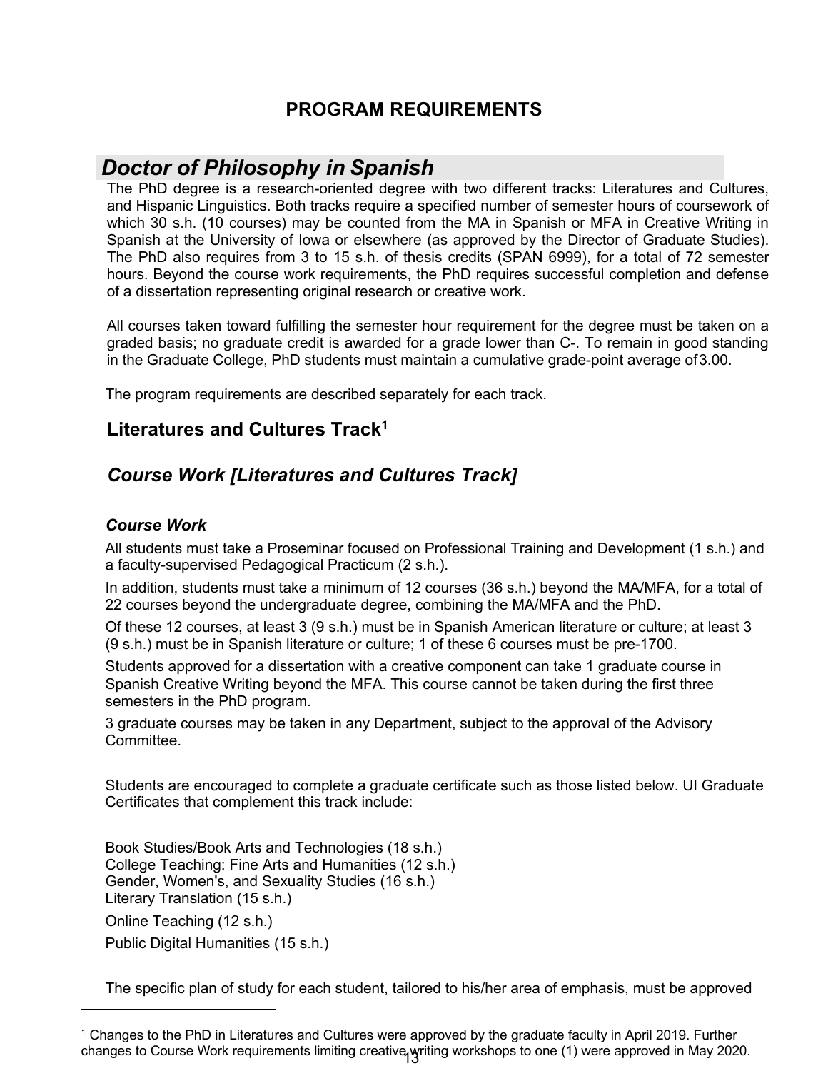## PROGRAM REQUIREMENTS

# *Doctor of Philosophy in Spanish*

The PhD degree is a research-oriented degree with two different tracks: Literatures and Cultures, and Hispanic Linguistics. Both tracks require a specified number of semester hours of coursework of which 30 s.h. (10 courses) may be counted from the MA in Spanish or MFA in Creative Writing in Spanish at the University of Iowa or elsewhere (as approved by the Director of Graduate Studies). The PhD also requires from 3 to 15 s.h. of thesis credits (SPAN 6999), for a total of 72 semester hours. Beyond the course work requirements, the PhD requires successful completion and defense of a dissertation representing original research or creative work.

All courses taken toward fulfilling the semester hour requirement for the degree must be taken on a graded basis; no graduate credit is awarded for a grade lower than C-. To remain in good standing in the Graduate College, PhD students must maintain a cumulative grade-point average of 3.00.

The program requirements are described separately for each track.

### Literatures and Cultures Track[1]

### *Course Work [Literatures and Cultures Track]*

#### *Course Work*

All students must take a Proseminar focused on Professional Training and Development (1 s.h.) and a faculty-supervised Pedagogical Practicum (2 s.h.).

In addition, students must take a minimum of 12 courses (36 s.h.) beyond the MA/MFA, for a total of 22 courses beyond the undergraduate degree, combining the MA/MFA and the PhD.

Of these 12 courses, at least 3 (9 s.h.) must be in Spanish American literature or culture; at least 3 (9 s.h.) must be in Spanish literature or culture; 1 of these 6 courses must be pre-1700.

Students approved for a dissertation with a creative component can take 1 graduate course in Spanish Creative Writing beyond the MFA. This course cannot be taken during the first three semesters in the PhD program.

3 graduate courses may be taken in any Department, subject to the approval of the Advisory Committee.

Students are encouraged to complete a graduate certificate such as those listed below. UI Graduate Certificates that complement this track include:

Book Studies/Book Arts and Technologies (18 s.h.)
College Teaching: Fine Arts and Humanities (12 s.h.)
Gender, Women's, and Sexuality Studies (16 s.h.)
Literary Translation (15 s.h.)

Online Teaching (12 s.h.)

Public Digital Humanities (15 s.h.)

The specific plan of study for each student, tailored to his/her area of emphasis, must be approved

---

[1] Changes to the PhD in Literatures and Cultures were approved by the graduate faculty in April 2019. Further changes to Course Work requirements limiting creative writing workshops to one (1) were approved in May 2020.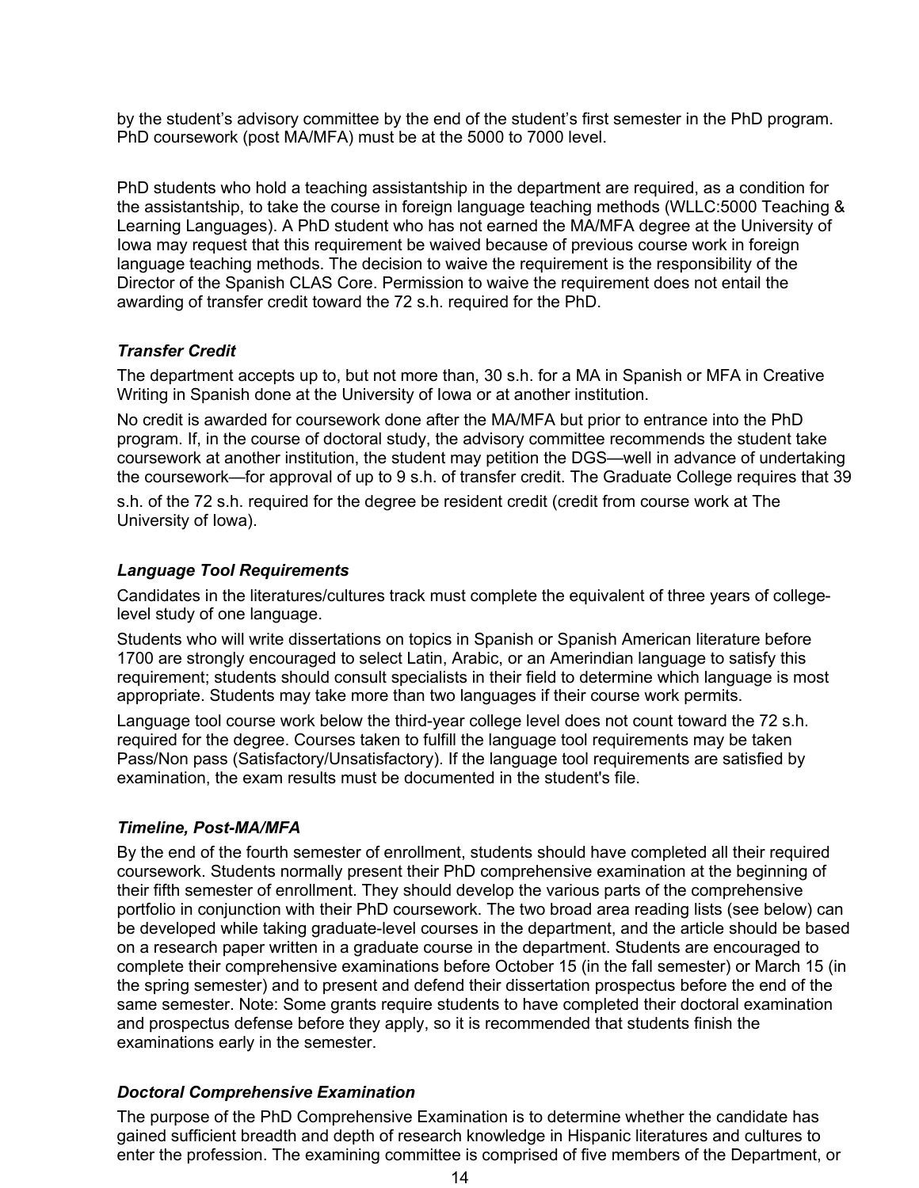by the student's advisory committee by the end of the student's first semester in the PhD program. PhD coursework (post MA/MFA) must be at the 5000 to 7000 level.

PhD students who hold a teaching assistantship in the department are required, as a condition for the assistantship, to take the course in foreign language teaching methods (WLLC:5000 Teaching & Learning Languages). A PhD student who has not earned the MA/MFA degree at the University of Iowa may request that this requirement be waived because of previous course work in foreign language teaching methods. The decision to waive the requirement is the responsibility of the Director of the Spanish CLAS Core. Permission to waive the requirement does not entail the awarding of transfer credit toward the 72 s.h. required for the PhD.

### *Transfer Credit*

The department accepts up to, but not more than, 30 s.h. for a MA in Spanish or MFA in Creative Writing in Spanish done at the University of Iowa or at another institution.

No credit is awarded for coursework done after the MA/MFA but prior to entrance into the PhD program. If, in the course of doctoral study, the advisory committee recommends the student take coursework at another institution, the student may petition the DGS—well in advance of undertaking the coursework—for approval of up to 9 s.h. of transfer credit. The Graduate College requires that 39 s.h. of the 72 s.h. required for the degree be resident credit (credit from course work at The University of Iowa).

### *Language Tool Requirements*

Candidates in the literatures/cultures track must complete the equivalent of three years of college-level study of one language.

Students who will write dissertations on topics in Spanish or Spanish American literature before 1700 are strongly encouraged to select Latin, Arabic, or an Amerindian language to satisfy this requirement; students should consult specialists in their field to determine which language is most appropriate. Students may take more than two languages if their course work permits.

Language tool course work below the third-year college level does not count toward the 72 s.h. required for the degree. Courses taken to fulfill the language tool requirements may be taken Pass/Non pass (Satisfactory/Unsatisfactory). If the language tool requirements are satisfied by examination, the exam results must be documented in the student's file.

### *Timeline, Post-MA/MFA*

By the end of the fourth semester of enrollment, students should have completed all their required coursework. Students normally present their PhD comprehensive examination at the beginning of their fifth semester of enrollment. They should develop the various parts of the comprehensive portfolio in conjunction with their PhD coursework. The two broad area reading lists (see below) can be developed while taking graduate-level courses in the department, and the article should be based on a research paper written in a graduate course in the department. Students are encouraged to complete their comprehensive examinations before October 15 (in the fall semester) or March 15 (in the spring semester) and to present and defend their dissertation prospectus before the end of the same semester. Note: Some grants require students to have completed their doctoral examination and prospectus defense before they apply, so it is recommended that students finish the examinations early in the semester.

### *Doctoral Comprehensive Examination*

The purpose of the PhD Comprehensive Examination is to determine whether the candidate has gained sufficient breadth and depth of research knowledge in Hispanic literatures and cultures to enter the profession. The examining committee is comprised of five members of the Department, or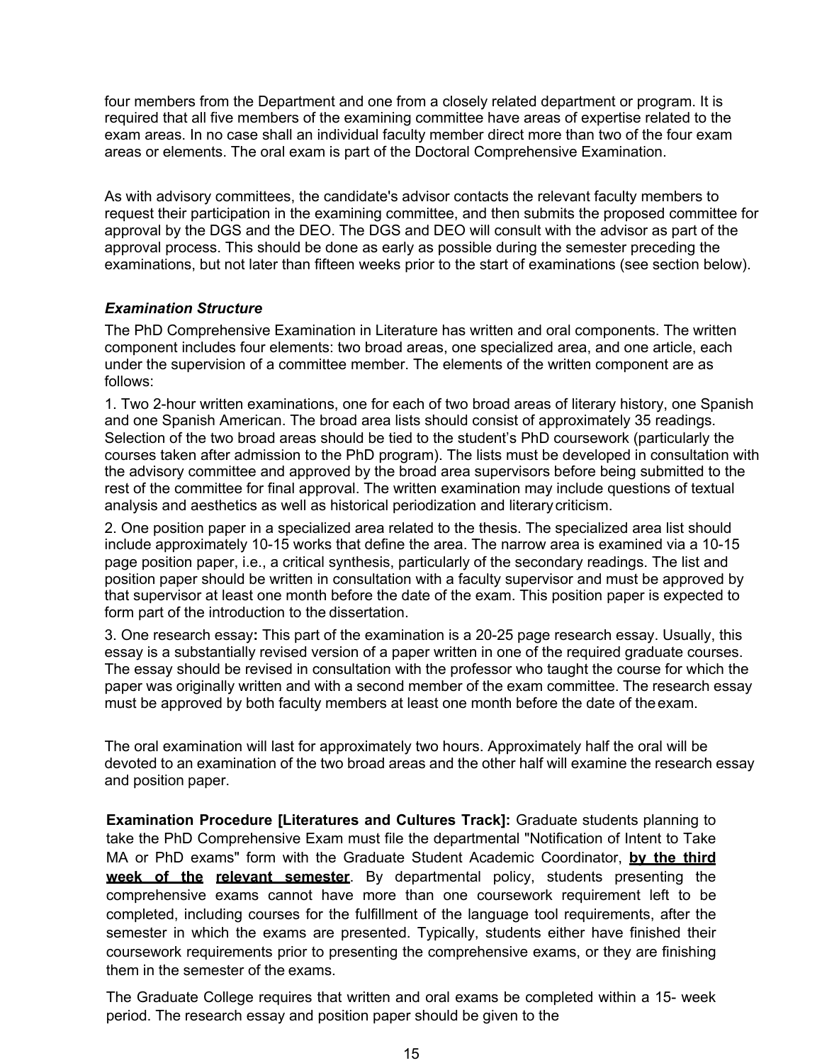four members from the Department and one from a closely related department or program. It is required that all five members of the examining committee have areas of expertise related to the exam areas. In no case shall an individual faculty member direct more than two of the four exam areas or elements. The oral exam is part of the Doctoral Comprehensive Examination.

As with advisory committees, the candidate's advisor contacts the relevant faculty members to request their participation in the examining committee, and then submits the proposed committee for approval by the DGS and the DEO. The DGS and DEO will consult with the advisor as part of the approval process. This should be done as early as possible during the semester preceding the examinations, but not later than fifteen weeks prior to the start of examinations (see section below).

***Examination Structure***

The PhD Comprehensive Examination in Literature has written and oral components. The written component includes four elements: two broad areas, one specialized area, and one article, each under the supervision of a committee member. The elements of the written component are as follows:

1. Two 2-hour written examinations, one for each of two broad areas of literary history, one Spanish and one Spanish American. The broad area lists should consist of approximately 35 readings. Selection of the two broad areas should be tied to the student's PhD coursework (particularly the courses taken after admission to the PhD program). The lists must be developed in consultation with the advisory committee and approved by the broad area supervisors before being submitted to the rest of the committee for final approval. The written examination may include questions of textual analysis and aesthetics as well as historical periodization and literary criticism.

2. One position paper in a specialized area related to the thesis. The specialized area list should include approximately 10-15 works that define the area. The narrow area is examined via a 10-15 page position paper, i.e., a critical synthesis, particularly of the secondary readings. The list and position paper should be written in consultation with a faculty supervisor and must be approved by that supervisor at least one month before the date of the exam. This position paper is expected to form part of the introduction to the dissertation.

3. One research essay**:** This part of the examination is a 20-25 page research essay. Usually, this essay is a substantially revised version of a paper written in one of the required graduate courses. The essay should be revised in consultation with the professor who taught the course for which the paper was originally written and with a second member of the exam committee. The research essay must be approved by both faculty members at least one month before the date of the exam.

The oral examination will last for approximately two hours. Approximately half the oral will be devoted to an examination of the two broad areas and the other half will examine the research essay and position paper.

**Examination Procedure [Literatures and Cultures Track]:** Graduate students planning to take the PhD Comprehensive Exam must file the departmental "Notification of Intent to Take MA or PhD exams" form with the Graduate Student Academic Coordinator, **by the third week of the relevant semester**. By departmental policy, students presenting the comprehensive exams cannot have more than one coursework requirement left to be completed, including courses for the fulfillment of the language tool requirements, after the semester in which the exams are presented. Typically, students either have finished their coursework requirements prior to presenting the comprehensive exams, or they are finishing them in the semester of the exams.

The Graduate College requires that written and oral exams be completed within a 15- week period. The research essay and position paper should be given to the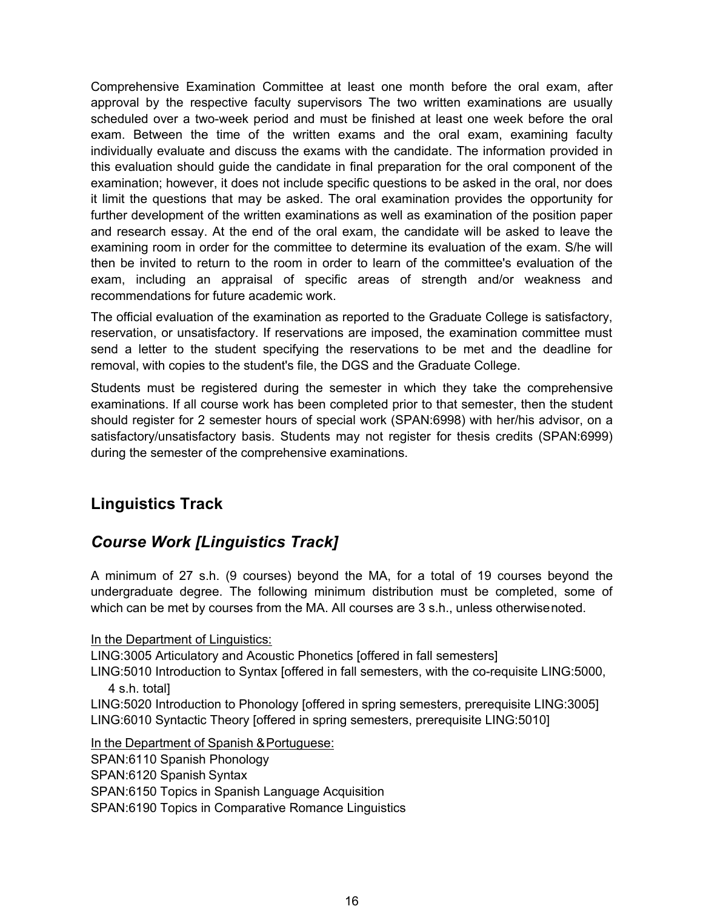Comprehensive Examination Committee at least one month before the oral exam, after approval by the respective faculty supervisors The two written examinations are usually scheduled over a two-week period and must be finished at least one week before the oral exam. Between the time of the written exams and the oral exam, examining faculty individually evaluate and discuss the exams with the candidate. The information provided in this evaluation should guide the candidate in final preparation for the oral component of the examination; however, it does not include specific questions to be asked in the oral, nor does it limit the questions that may be asked. The oral examination provides the opportunity for further development of the written examinations as well as examination of the position paper and research essay. At the end of the oral exam, the candidate will be asked to leave the examining room in order for the committee to determine its evaluation of the exam. S/he will then be invited to return to the room in order to learn of the committee's evaluation of the exam, including an appraisal of specific areas of strength and/or weakness and recommendations for future academic work.

The official evaluation of the examination as reported to the Graduate College is satisfactory, reservation, or unsatisfactory. If reservations are imposed, the examination committee must send a letter to the student specifying the reservations to be met and the deadline for removal, with copies to the student's file, the DGS and the Graduate College.

Students must be registered during the semester in which they take the comprehensive examinations. If all course work has been completed prior to that semester, then the student should register for 2 semester hours of special work (SPAN:6998) with her/his advisor, on a satisfactory/unsatisfactory basis. Students may not register for thesis credits (SPAN:6999) during the semester of the comprehensive examinations.

## Linguistics Track

### *Course Work [Linguistics Track]*

A minimum of 27 s.h. (9 courses) beyond the MA, for a total of 19 courses beyond the undergraduate degree. The following minimum distribution must be completed, some of which can be met by courses from the MA. All courses are 3 s.h., unless otherwise noted.

<u>In the Department of Linguistics:</u>

LING:3005 Articulatory and Acoustic Phonetics [offered in fall semesters]
LING:5010 Introduction to Syntax [offered in fall semesters, with the co-requisite LING:5000, 4 s.h. total]
LING:5020 Introduction to Phonology [offered in spring semesters, prerequisite LING:3005]
LING:6010 Syntactic Theory [offered in spring semesters, prerequisite LING:5010]

<u>In the Department of Spanish & Portuguese:</u>

SPAN:6110 Spanish Phonology
SPAN:6120 Spanish Syntax
SPAN:6150 Topics in Spanish Language Acquisition
SPAN:6190 Topics in Comparative Romance Linguistics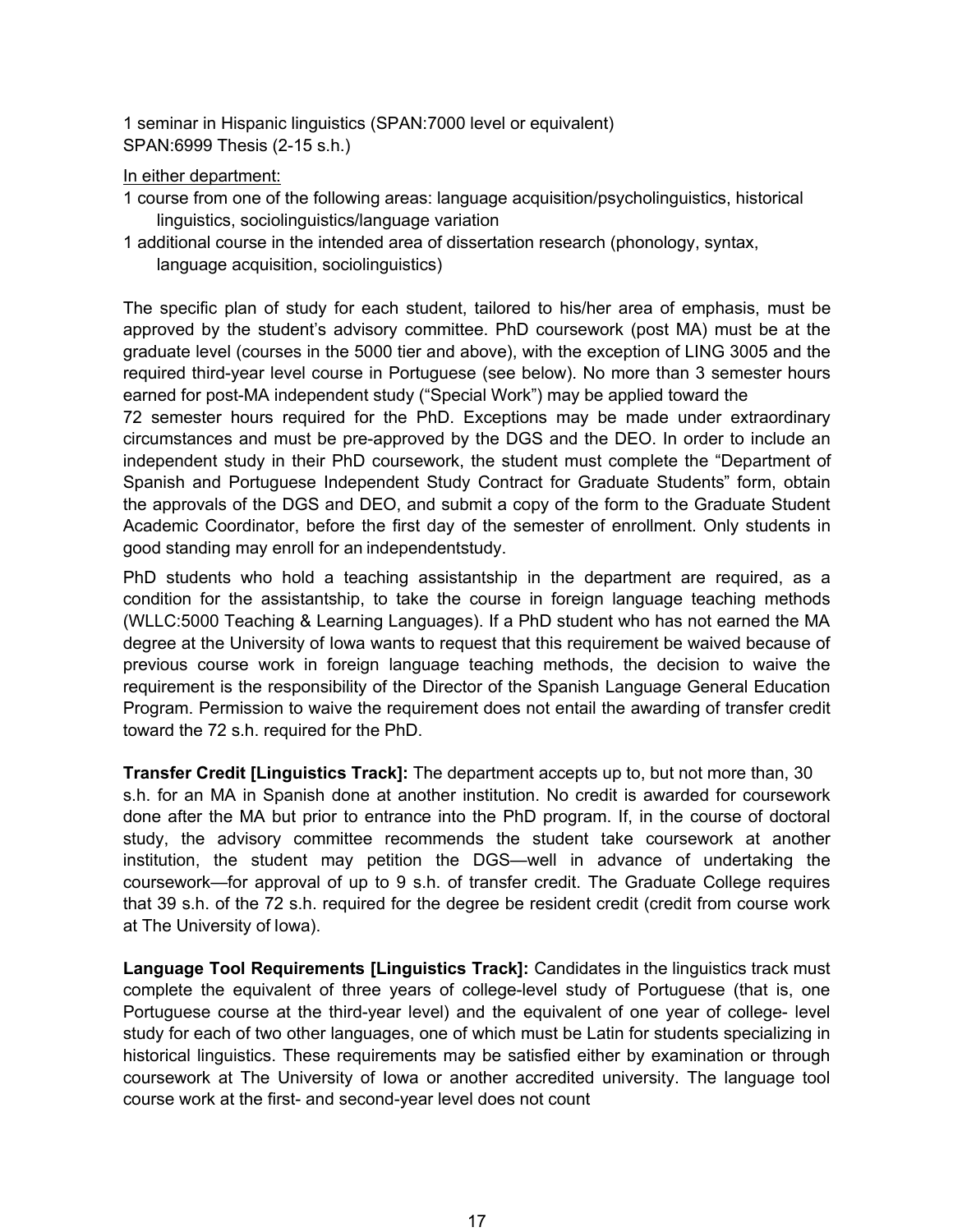1 seminar in Hispanic linguistics (SPAN:7000 level or equivalent)
SPAN:6999 Thesis (2-15 s.h.)

In either department:

1 course from one of the following areas: language acquisition/psycholinguistics, historical linguistics, sociolinguistics/language variation

1 additional course in the intended area of dissertation research (phonology, syntax, language acquisition, sociolinguistics)

The specific plan of study for each student, tailored to his/her area of emphasis, must be approved by the student's advisory committee. PhD coursework (post MA) must be at the graduate level (courses in the 5000 tier and above), with the exception of LING 3005 and the required third-year level course in Portuguese (see below). No more than 3 semester hours earned for post-MA independent study ("Special Work") may be applied toward the 72 semester hours required for the PhD. Exceptions may be made under extraordinary circumstances and must be pre-approved by the DGS and the DEO. In order to include an independent study in their PhD coursework, the student must complete the "Department of Spanish and Portuguese Independent Study Contract for Graduate Students" form, obtain the approvals of the DGS and DEO, and submit a copy of the form to the Graduate Student Academic Coordinator, before the first day of the semester of enrollment. Only students in good standing may enroll for an independentstudy.

PhD students who hold a teaching assistantship in the department are required, as a condition for the assistantship, to take the course in foreign language teaching methods (WLLC:5000 Teaching & Learning Languages). If a PhD student who has not earned the MA degree at the University of Iowa wants to request that this requirement be waived because of previous course work in foreign language teaching methods, the decision to waive the requirement is the responsibility of the Director of the Spanish Language General Education Program. Permission to waive the requirement does not entail the awarding of transfer credit toward the 72 s.h. required for the PhD.

**Transfer Credit [Linguistics Track]:** The department accepts up to, but not more than, 30 s.h. for an MA in Spanish done at another institution. No credit is awarded for coursework done after the MA but prior to entrance into the PhD program. If, in the course of doctoral study, the advisory committee recommends the student take coursework at another institution, the student may petition the DGS—well in advance of undertaking the coursework—for approval of up to 9 s.h. of transfer credit. The Graduate College requires that 39 s.h. of the 72 s.h. required for the degree be resident credit (credit from course work at The University of Iowa).

**Language Tool Requirements [Linguistics Track]:** Candidates in the linguistics track must complete the equivalent of three years of college-level study of Portuguese (that is, one Portuguese course at the third-year level) and the equivalent of one year of college- level study for each of two other languages, one of which must be Latin for students specializing in historical linguistics. These requirements may be satisfied either by examination or through coursework at The University of Iowa or another accredited university. The language tool course work at the first- and second-year level does not count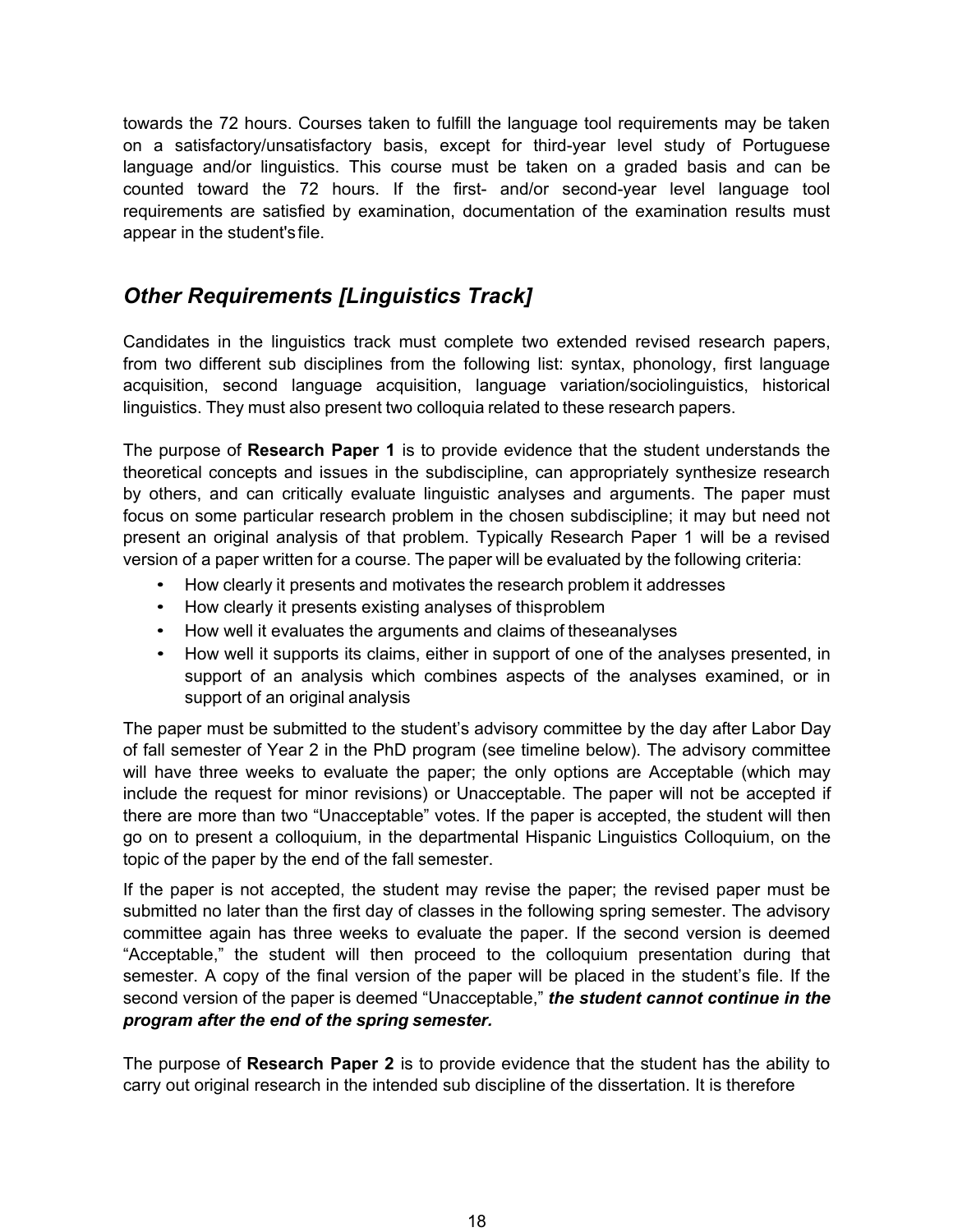towards the 72 hours. Courses taken to fulfill the language tool requirements may be taken on a satisfactory/unsatisfactory basis, except for third-year level study of Portuguese language and/or linguistics. This course must be taken on a graded basis and can be counted toward the 72 hours. If the first- and/or second-year level language tool requirements are satisfied by examination, documentation of the examination results must appear in the student's file.

## *Other Requirements [Linguistics Track]*

Candidates in the linguistics track must complete two extended revised research papers, from two different sub disciplines from the following list: syntax, phonology, first language acquisition, second language acquisition, language variation/sociolinguistics, historical linguistics. They must also present two colloquia related to these research papers.

The purpose of **Research Paper 1** is to provide evidence that the student understands the theoretical concepts and issues in the subdiscipline, can appropriately synthesize research by others, and can critically evaluate linguistic analyses and arguments. The paper must focus on some particular research problem in the chosen subdiscipline; it may but need not present an original analysis of that problem. Typically Research Paper 1 will be a revised version of a paper written for a course. The paper will be evaluated by the following criteria:

- How clearly it presents and motivates the research problem it addresses
- How clearly it presents existing analyses of this problem
- How well it evaluates the arguments and claims of these analyses
- How well it supports its claims, either in support of one of the analyses presented, in support of an analysis which combines aspects of the analyses examined, or in support of an original analysis

The paper must be submitted to the student's advisory committee by the day after Labor Day of fall semester of Year 2 in the PhD program (see timeline below). The advisory committee will have three weeks to evaluate the paper; the only options are Acceptable (which may include the request for minor revisions) or Unacceptable. The paper will not be accepted if there are more than two "Unacceptable" votes. If the paper is accepted, the student will then go on to present a colloquium, in the departmental Hispanic Linguistics Colloquium, on the topic of the paper by the end of the fall semester.

If the paper is not accepted, the student may revise the paper; the revised paper must be submitted no later than the first day of classes in the following spring semester. The advisory committee again has three weeks to evaluate the paper. If the second version is deemed "Acceptable," the student will then proceed to the colloquium presentation during that semester. A copy of the final version of the paper will be placed in the student's file. If the second version of the paper is deemed "Unacceptable," ***the student cannot continue in the program after the end of the spring semester.***

The purpose of **Research Paper 2** is to provide evidence that the student has the ability to carry out original research in the intended sub discipline of the dissertation. It is therefore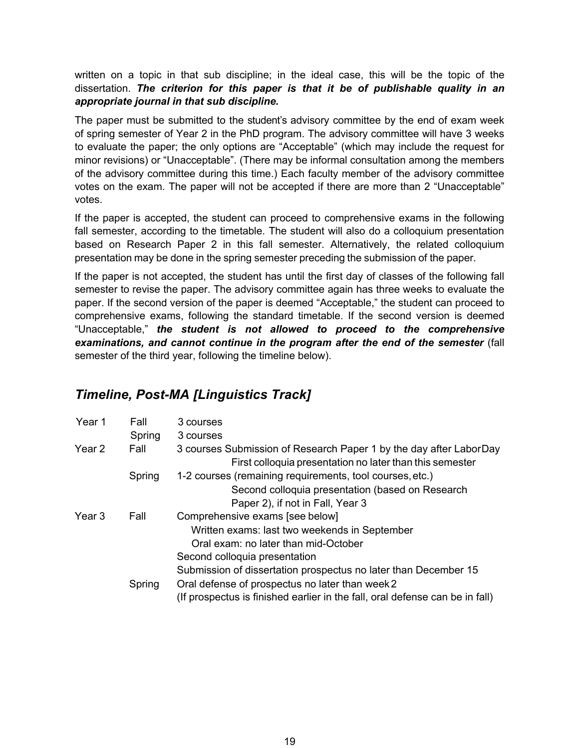written on a topic in that sub discipline; in the ideal case, this will be the topic of the dissertation. ***The criterion for this paper is that it be of publishable quality in an appropriate journal in that sub discipline.***

The paper must be submitted to the student's advisory committee by the end of exam week of spring semester of Year 2 in the PhD program. The advisory committee will have 3 weeks to evaluate the paper; the only options are "Acceptable" (which may include the request for minor revisions) or "Unacceptable". (There may be informal consultation among the members of the advisory committee during this time.) Each faculty member of the advisory committee votes on the exam. The paper will not be accepted if there are more than 2 "Unacceptable" votes.

If the paper is accepted, the student can proceed to comprehensive exams in the following fall semester, according to the timetable. The student will also do a colloquium presentation based on Research Paper 2 in this fall semester. Alternatively, the related colloquium presentation may be done in the spring semester preceding the submission of the paper.

If the paper is not accepted, the student has until the first day of classes of the following fall semester to revise the paper. The advisory committee again has three weeks to evaluate the paper. If the second version of the paper is deemed "Acceptable," the student can proceed to comprehensive exams, following the standard timetable. If the second version is deemed "Unacceptable," ***the student is not allowed to proceed to the comprehensive examinations, and cannot continue in the program after the end of the semester*** (fall semester of the third year, following the timeline below).

## *Timeline, Post-MA [Linguistics Track]*

| | | |
|---|---|---|
| Year 1 | Fall | 3 courses |
| | Spring | 3 courses |
| Year 2 | Fall | 3 courses Submission of Research Paper 1 by the day after Labor Day<br>First colloquia presentation no later than this semester |
| | Spring | 1-2 courses (remaining requirements, tool courses, etc.)<br>Second colloquia presentation (based on Research Paper 2), if not in Fall, Year 3 |
| Year 3 | Fall | Comprehensive exams [see below]<br>Written exams: last two weekends in September<br>Oral exam: no later than mid-October<br>Second colloquia presentation<br>Submission of dissertation prospectus no later than December 15 |
| | Spring | Oral defense of prospectus no later than week 2<br>(If prospectus is finished earlier in the fall, oral defense can be in fall) |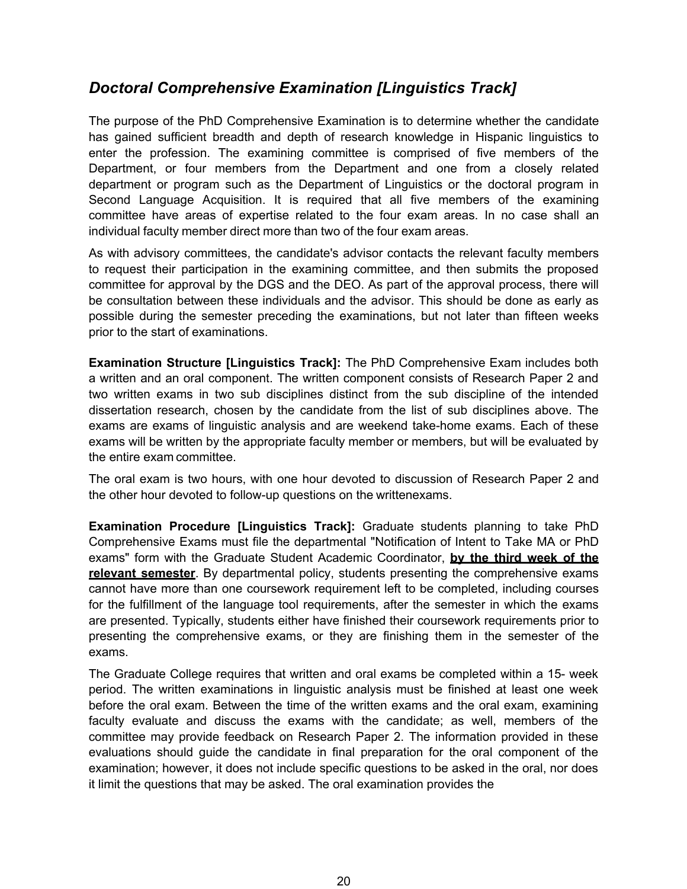## *Doctoral Comprehensive Examination [Linguistics Track]*

The purpose of the PhD Comprehensive Examination is to determine whether the candidate has gained sufficient breadth and depth of research knowledge in Hispanic linguistics to enter the profession. The examining committee is comprised of five members of the Department, or four members from the Department and one from a closely related department or program such as the Department of Linguistics or the doctoral program in Second Language Acquisition. It is required that all five members of the examining committee have areas of expertise related to the four exam areas. In no case shall an individual faculty member direct more than two of the four exam areas.

As with advisory committees, the candidate's advisor contacts the relevant faculty members to request their participation in the examining committee, and then submits the proposed committee for approval by the DGS and the DEO. As part of the approval process, there will be consultation between these individuals and the advisor. This should be done as early as possible during the semester preceding the examinations, but not later than fifteen weeks prior to the start of examinations.

**Examination Structure [Linguistics Track]:** The PhD Comprehensive Exam includes both a written and an oral component. The written component consists of Research Paper 2 and two written exams in two sub disciplines distinct from the sub discipline of the intended dissertation research, chosen by the candidate from the list of sub disciplines above. The exams are exams of linguistic analysis and are weekend take-home exams. Each of these exams will be written by the appropriate faculty member or members, but will be evaluated by the entire exam committee.

The oral exam is two hours, with one hour devoted to discussion of Research Paper 2 and the other hour devoted to follow-up questions on the writtenexams.

**Examination Procedure [Linguistics Track]:** Graduate students planning to take PhD Comprehensive Exams must file the departmental "Notification of Intent to Take MA or PhD exams" form with the Graduate Student Academic Coordinator, **by the third week of the relevant semester**. By departmental policy, students presenting the comprehensive exams cannot have more than one coursework requirement left to be completed, including courses for the fulfillment of the language tool requirements, after the semester in which the exams are presented. Typically, students either have finished their coursework requirements prior to presenting the comprehensive exams, or they are finishing them in the semester of the exams.

The Graduate College requires that written and oral exams be completed within a 15- week period. The written examinations in linguistic analysis must be finished at least one week before the oral exam. Between the time of the written exams and the oral exam, examining faculty evaluate and discuss the exams with the candidate; as well, members of the committee may provide feedback on Research Paper 2. The information provided in these evaluations should guide the candidate in final preparation for the oral component of the examination; however, it does not include specific questions to be asked in the oral, nor does it limit the questions that may be asked. The oral examination provides the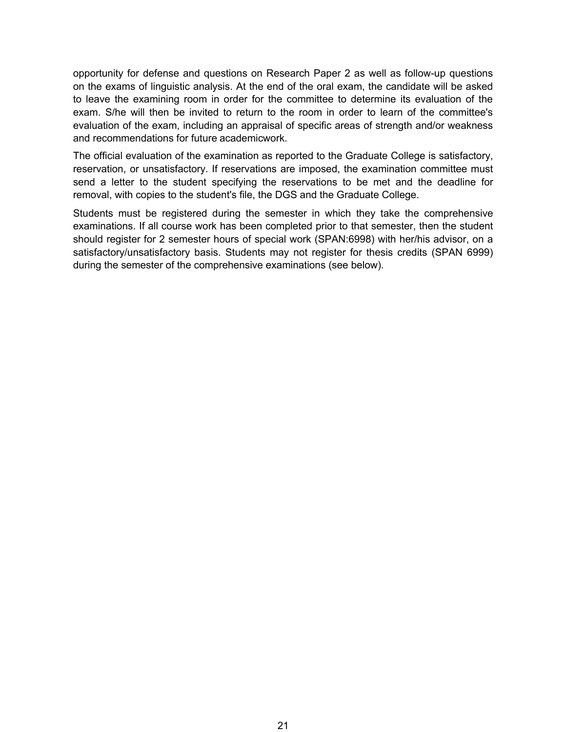opportunity for defense and questions on Research Paper 2 as well as follow-up questions on the exams of linguistic analysis. At the end of the oral exam, the candidate will be asked to leave the examining room in order for the committee to determine its evaluation of the exam. S/he will then be invited to return to the room in order to learn of the committee's evaluation of the exam, including an appraisal of specific areas of strength and/or weakness and recommendations for future academicwork.

The official evaluation of the examination as reported to the Graduate College is satisfactory, reservation, or unsatisfactory. If reservations are imposed, the examination committee must send a letter to the student specifying the reservations to be met and the deadline for removal, with copies to the student's file, the DGS and the Graduate College.

Students must be registered during the semester in which they take the comprehensive examinations. If all course work has been completed prior to that semester, then the student should register for 2 semester hours of special work (SPAN:6998) with her/his advisor, on a satisfactory/unsatisfactory basis. Students may not register for thesis credits (SPAN 6999) during the semester of the comprehensive examinations (see below).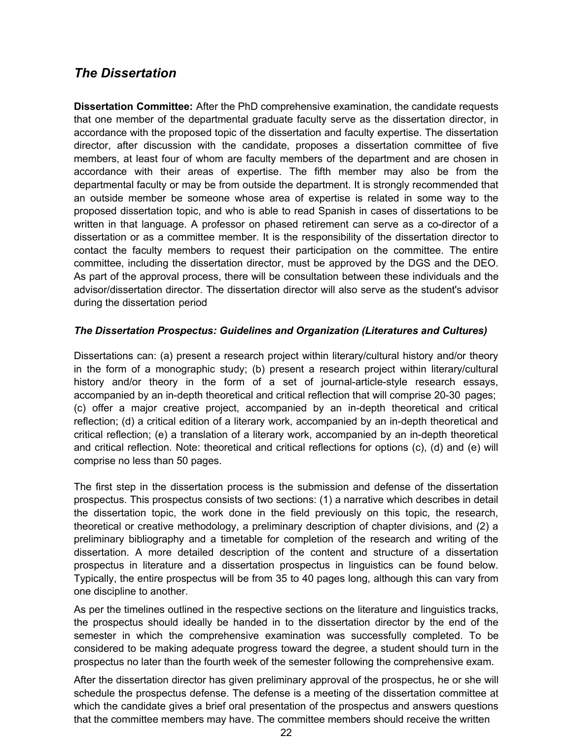## *The Dissertation*

**Dissertation Committee:** After the PhD comprehensive examination, the candidate requests that one member of the departmental graduate faculty serve as the dissertation director, in accordance with the proposed topic of the dissertation and faculty expertise. The dissertation director, after discussion with the candidate, proposes a dissertation committee of five members, at least four of whom are faculty members of the department and are chosen in accordance with their areas of expertise. The fifth member may also be from the departmental faculty or may be from outside the department. It is strongly recommended that an outside member be someone whose area of expertise is related in some way to the proposed dissertation topic, and who is able to read Spanish in cases of dissertations to be written in that language. A professor on phased retirement can serve as a co-director of a dissertation or as a committee member. It is the responsibility of the dissertation director to contact the faculty members to request their participation on the committee. The entire committee, including the dissertation director, must be approved by the DGS and the DEO. As part of the approval process, there will be consultation between these individuals and the advisor/dissertation director. The dissertation director will also serve as the student's advisor during the dissertation period

### *The Dissertation Prospectus: Guidelines and Organization (Literatures and Cultures)*

Dissertations can: (a) present a research project within literary/cultural history and/or theory in the form of a monographic study; (b) present a research project within literary/cultural history and/or theory in the form of a set of journal-article-style research essays, accompanied by an in-depth theoretical and critical reflection that will comprise 20-30 pages; (c) offer a major creative project, accompanied by an in-depth theoretical and critical reflection; (d) a critical edition of a literary work, accompanied by an in-depth theoretical and critical reflection; (e) a translation of a literary work, accompanied by an in-depth theoretical and critical reflection. Note: theoretical and critical reflections for options (c), (d) and (e) will comprise no less than 50 pages.

The first step in the dissertation process is the submission and defense of the dissertation prospectus. This prospectus consists of two sections: (1) a narrative which describes in detail the dissertation topic, the work done in the field previously on this topic, the research, theoretical or creative methodology, a preliminary description of chapter divisions, and (2) a preliminary bibliography and a timetable for completion of the research and writing of the dissertation. A more detailed description of the content and structure of a dissertation prospectus in literature and a dissertation prospectus in linguistics can be found below. Typically, the entire prospectus will be from 35 to 40 pages long, although this can vary from one discipline to another.

As per the timelines outlined in the respective sections on the literature and linguistics tracks, the prospectus should ideally be handed in to the dissertation director by the end of the semester in which the comprehensive examination was successfully completed. To be considered to be making adequate progress toward the degree, a student should turn in the prospectus no later than the fourth week of the semester following the comprehensive exam.

After the dissertation director has given preliminary approval of the prospectus, he or she will schedule the prospectus defense. The defense is a meeting of the dissertation committee at which the candidate gives a brief oral presentation of the prospectus and answers questions that the committee members may have. The committee members should receive the written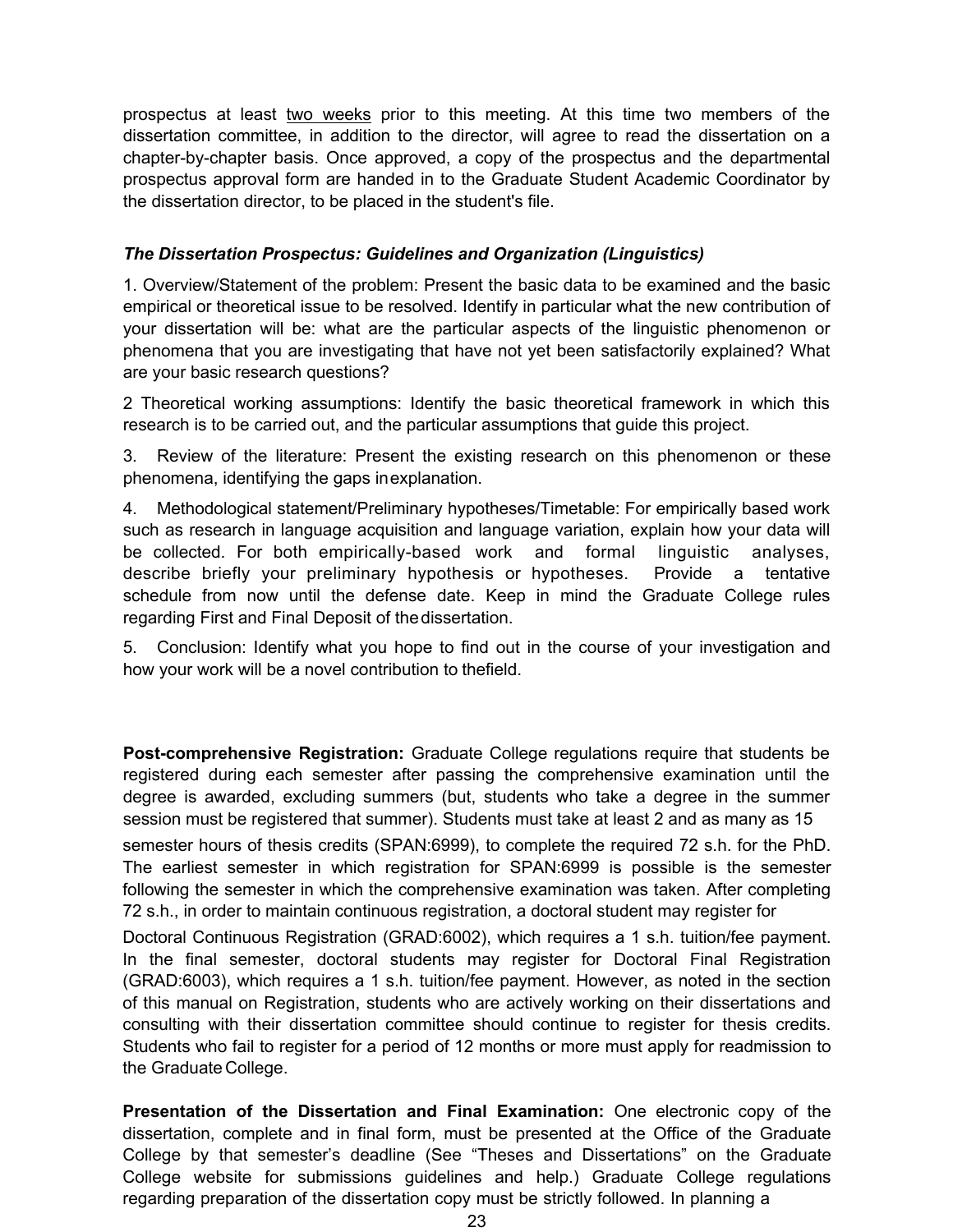prospectus at least <u>two weeks</u> prior to this meeting. At this time two members of the dissertation committee, in addition to the director, will agree to read the dissertation on a chapter-by-chapter basis. Once approved, a copy of the prospectus and the departmental prospectus approval form are handed in to the Graduate Student Academic Coordinator by the dissertation director, to be placed in the student's file.

***The Dissertation Prospectus: Guidelines and Organization (Linguistics)***

1. Overview/Statement of the problem: Present the basic data to be examined and the basic empirical or theoretical issue to be resolved. Identify in particular what the new contribution of your dissertation will be: what are the particular aspects of the linguistic phenomenon or phenomena that you are investigating that have not yet been satisfactorily explained? What are your basic research questions?

2 Theoretical working assumptions: Identify the basic theoretical framework in which this research is to be carried out, and the particular assumptions that guide this project.

3. Review of the literature: Present the existing research on this phenomenon or these phenomena, identifying the gaps in explanation.

4. Methodological statement/Preliminary hypotheses/Timetable: For empirically based work such as research in language acquisition and language variation, explain how your data will be collected. For both empirically-based work and formal linguistic analyses, describe briefly your preliminary hypothesis or hypotheses. Provide a tentative schedule from now until the defense date. Keep in mind the Graduate College rules regarding First and Final Deposit of the dissertation.

5. Conclusion: Identify what you hope to find out in the course of your investigation and how your work will be a novel contribution to the field.

**Post-comprehensive Registration:** Graduate College regulations require that students be registered during each semester after passing the comprehensive examination until the degree is awarded, excluding summers (but, students who take a degree in the summer session must be registered that summer). Students must take at least 2 and as many as 15 semester hours of thesis credits (SPAN:6999), to complete the required 72 s.h. for the PhD. The earliest semester in which registration for SPAN:6999 is possible is the semester following the semester in which the comprehensive examination was taken. After completing 72 s.h., in order to maintain continuous registration, a doctoral student may register for Doctoral Continuous Registration (GRAD:6002), which requires a 1 s.h. tuition/fee payment. In the final semester, doctoral students may register for Doctoral Final Registration (GRAD:6003), which requires a 1 s.h. tuition/fee payment. However, as noted in the section of this manual on Registration, students who are actively working on their dissertations and consulting with their dissertation committee should continue to register for thesis credits. Students who fail to register for a period of 12 months or more must apply for readmission to the Graduate College.

**Presentation of the Dissertation and Final Examination:** One electronic copy of the dissertation, complete and in final form, must be presented at the Office of the Graduate College by that semester's deadline (See "Theses and Dissertations" on the Graduate College website for submissions guidelines and help.) Graduate College regulations regarding preparation of the dissertation copy must be strictly followed. In planning a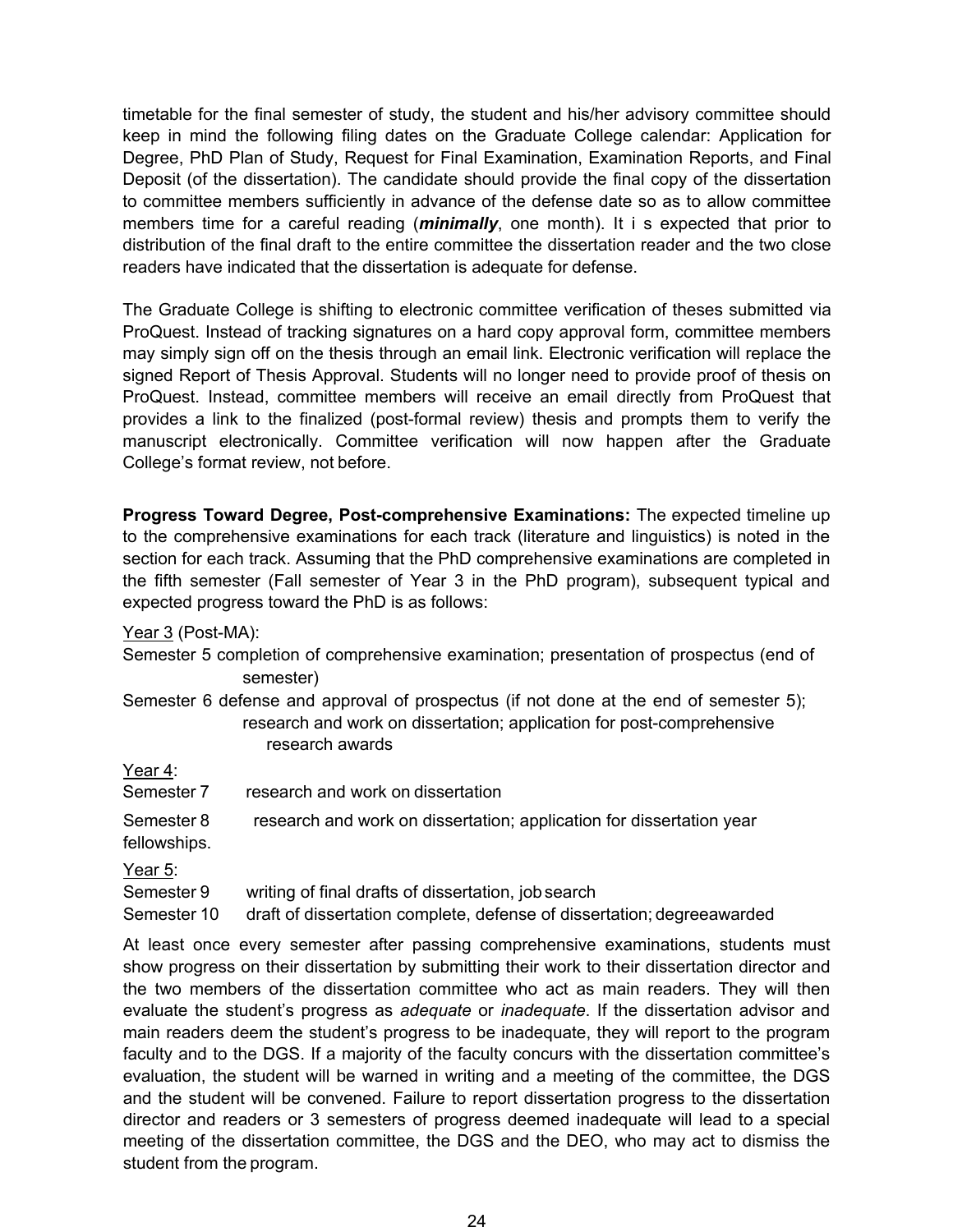timetable for the final semester of study, the student and his/her advisory committee should keep in mind the following filing dates on the Graduate College calendar: Application for Degree, PhD Plan of Study, Request for Final Examination, Examination Reports, and Final Deposit (of the dissertation). The candidate should provide the final copy of the dissertation to committee members sufficiently in advance of the defense date so as to allow committee members time for a careful reading (***minimally***, one month). It i s expected that prior to distribution of the final draft to the entire committee the dissertation reader and the two close readers have indicated that the dissertation is adequate for defense.

The Graduate College is shifting to electronic committee verification of theses submitted via ProQuest. Instead of tracking signatures on a hard copy approval form, committee members may simply sign off on the thesis through an email link. Electronic verification will replace the signed Report of Thesis Approval. Students will no longer need to provide proof of thesis on ProQuest. Instead, committee members will receive an email directly from ProQuest that provides a link to the finalized (post-formal review) thesis and prompts them to verify the manuscript electronically. Committee verification will now happen after the Graduate College's format review, not before.

**Progress Toward Degree, Post-comprehensive Examinations:** The expected timeline up to the comprehensive examinations for each track (literature and linguistics) is noted in the section for each track. Assuming that the PhD comprehensive examinations are completed in the fifth semester (Fall semester of Year 3 in the PhD program), subsequent typical and expected progress toward the PhD is as follows:

<u>Year 3</u> (Post-MA):

Semester 5 completion of comprehensive examination; presentation of prospectus (end of semester)

Semester 6 defense and approval of prospectus (if not done at the end of semester 5); research and work on dissertation; application for post-comprehensive research awards

<u>Year 4</u>:

Semester 7 research and work on dissertation

Semester 8 research and work on dissertation; application for dissertation year fellowships.

<u>Year 5</u>:

Semester 9 writing of final drafts of dissertation, job search

Semester 10 draft of dissertation complete, defense of dissertation; degreeawarded

At least once every semester after passing comprehensive examinations, students must show progress on their dissertation by submitting their work to their dissertation director and the two members of the dissertation committee who act as main readers. They will then evaluate the student's progress as *adequate* or *inadequate*. If the dissertation advisor and main readers deem the student's progress to be inadequate, they will report to the program faculty and to the DGS. If a majority of the faculty concurs with the dissertation committee's evaluation, the student will be warned in writing and a meeting of the committee, the DGS and the student will be convened. Failure to report dissertation progress to the dissertation director and readers or 3 semesters of progress deemed inadequate will lead to a special meeting of the dissertation committee, the DGS and the DEO, who may act to dismiss the student from the program.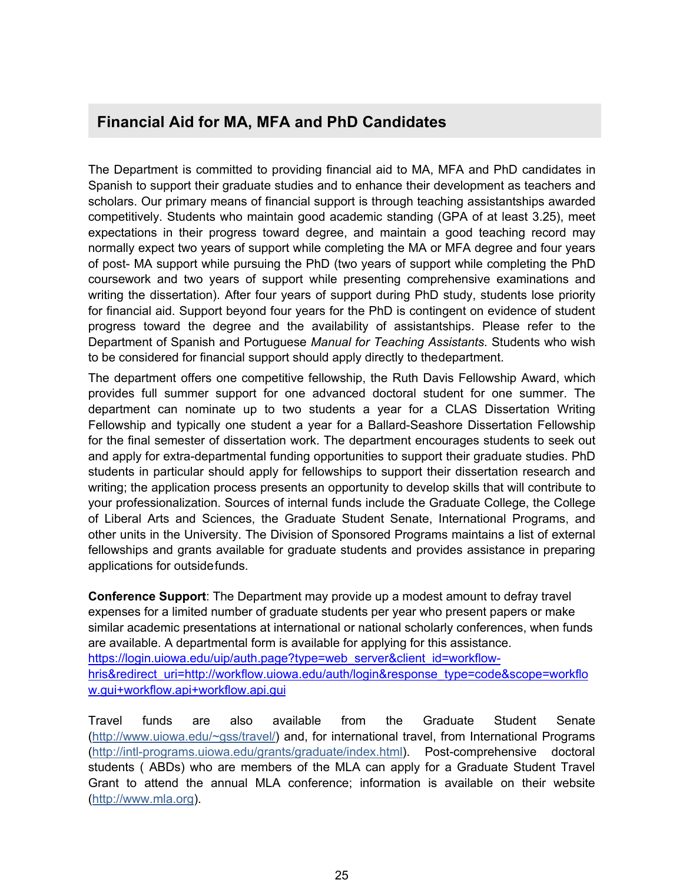## Financial Aid for MA, MFA and PhD Candidates

The Department is committed to providing financial aid to MA, MFA and PhD candidates in Spanish to support their graduate studies and to enhance their development as teachers and scholars. Our primary means of financial support is through teaching assistantships awarded competitively. Students who maintain good academic standing (GPA of at least 3.25), meet expectations in their progress toward degree, and maintain a good teaching record may normally expect two years of support while completing the MA or MFA degree and four years of post- MA support while pursuing the PhD (two years of support while completing the PhD coursework and two years of support while presenting comprehensive examinations and writing the dissertation). After four years of support during PhD study, students lose priority for financial aid. Support beyond four years for the PhD is contingent on evidence of student progress toward the degree and the availability of assistantships. Please refer to the Department of Spanish and Portuguese *Manual for Teaching Assistants*. Students who wish to be considered for financial support should apply directly to thedepartment.

The department offers one competitive fellowship, the Ruth Davis Fellowship Award, which provides full summer support for one advanced doctoral student for one summer. The department can nominate up to two students a year for a CLAS Dissertation Writing Fellowship and typically one student a year for a Ballard-Seashore Dissertation Fellowship for the final semester of dissertation work. The department encourages students to seek out and apply for extra-departmental funding opportunities to support their graduate studies. PhD students in particular should apply for fellowships to support their dissertation research and writing; the application process presents an opportunity to develop skills that will contribute to your professionalization. Sources of internal funds include the Graduate College, the College of Liberal Arts and Sciences, the Graduate Student Senate, International Programs, and other units in the University. The Division of Sponsored Programs maintains a list of external fellowships and grants available for graduate students and provides assistance in preparing applications for outsidefunds.

**Conference Support**: The Department may provide up a modest amount to defray travel expenses for a limited number of graduate students per year who present papers or make similar academic presentations at international or national scholarly conferences, when funds are available. A departmental form is available for applying for this assistance. https://login.uiowa.edu/uip/auth.page?type=web_server&client_id=workflow-hris&redirect_uri=http://workflow.uiowa.edu/auth/login&response_type=code&scope=workflow.gui+workflow.api+workflow.api.gui

Travel funds are also available from the Graduate Student Senate (http://www.uiowa.edu/~gss/travel/) and, for international travel, from International Programs (http://intl-programs.uiowa.edu/grants/graduate/index.html). Post-comprehensive doctoral students ( ABDs) who are members of the MLA can apply for a Graduate Student Travel Grant to attend the annual MLA conference; information is available on their website (http://www.mla.org).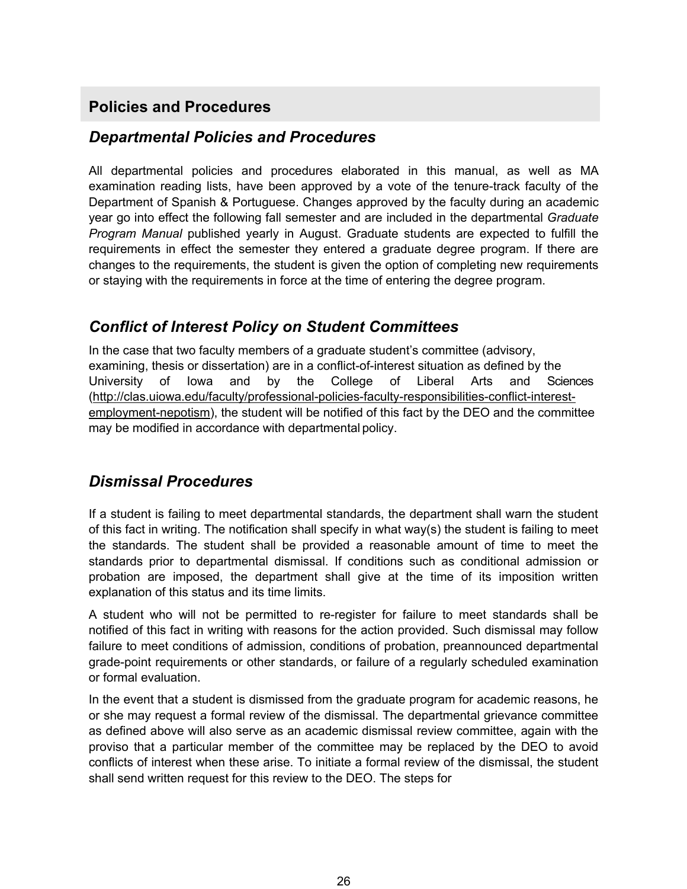## Policies and Procedures

### *Departmental Policies and Procedures*

All departmental policies and procedures elaborated in this manual, as well as MA examination reading lists, have been approved by a vote of the tenure-track faculty of the Department of Spanish & Portuguese. Changes approved by the faculty during an academic year go into effect the following fall semester and are included in the departmental *Graduate Program Manual* published yearly in August. Graduate students are expected to fulfill the requirements in effect the semester they entered a graduate degree program. If there are changes to the requirements, the student is given the option of completing new requirements or staying with the requirements in force at the time of entering the degree program.

### *Conflict of Interest Policy on Student Committees*

In the case that two faculty members of a graduate student's committee (advisory, examining, thesis or dissertation) are in a conflict-of-interest situation as defined by the University of Iowa and by the College of Liberal Arts and Sciences (http://clas.uiowa.edu/faculty/professional-policies-faculty-responsibilities-conflict-interest-employment-nepotism), the student will be notified of this fact by the DEO and the committee may be modified in accordance with departmental policy.

### *Dismissal Procedures*

If a student is failing to meet departmental standards, the department shall warn the student of this fact in writing. The notification shall specify in what way(s) the student is failing to meet the standards. The student shall be provided a reasonable amount of time to meet the standards prior to departmental dismissal. If conditions such as conditional admission or probation are imposed, the department shall give at the time of its imposition written explanation of this status and its time limits.

A student who will not be permitted to re-register for failure to meet standards shall be notified of this fact in writing with reasons for the action provided. Such dismissal may follow failure to meet conditions of admission, conditions of probation, preannounced departmental grade-point requirements or other standards, or failure of a regularly scheduled examination or formal evaluation.

In the event that a student is dismissed from the graduate program for academic reasons, he or she may request a formal review of the dismissal. The departmental grievance committee as defined above will also serve as an academic dismissal review committee, again with the proviso that a particular member of the committee may be replaced by the DEO to avoid conflicts of interest when these arise. To initiate a formal review of the dismissal, the student shall send written request for this review to the DEO. The steps for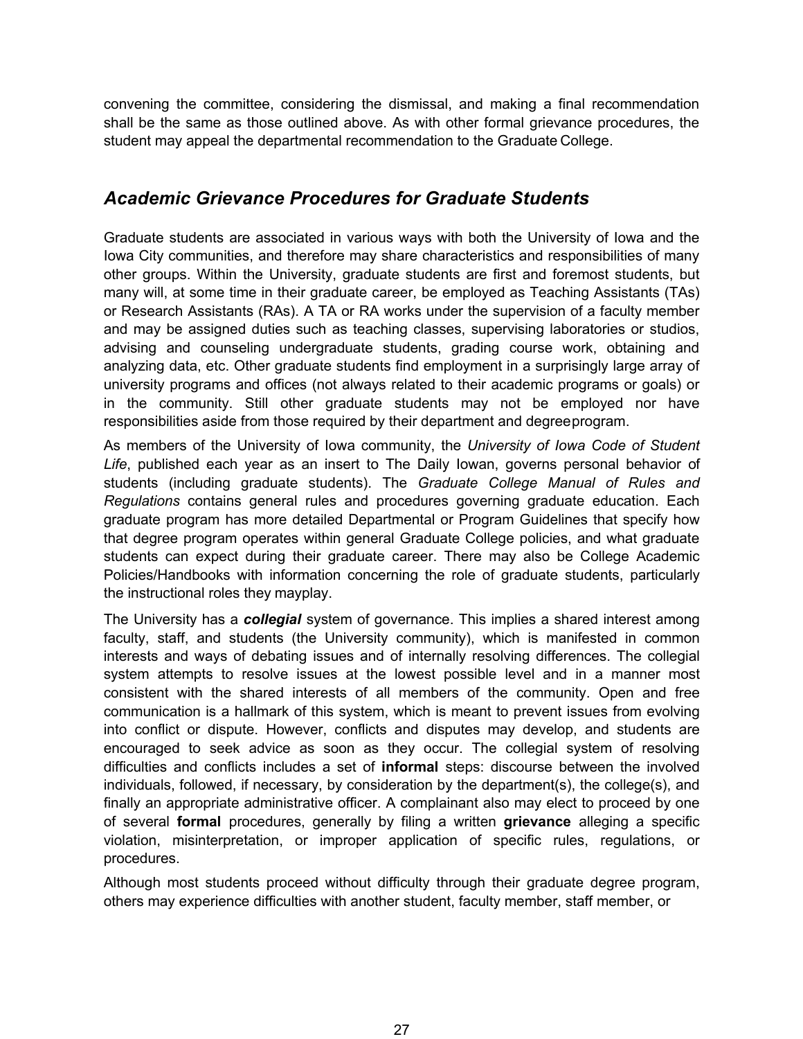convening the committee, considering the dismissal, and making a final recommendation shall be the same as those outlined above. As with other formal grievance procedures, the student may appeal the departmental recommendation to the Graduate College.

## *Academic Grievance Procedures for Graduate Students*

Graduate students are associated in various ways with both the University of Iowa and the Iowa City communities, and therefore may share characteristics and responsibilities of many other groups. Within the University, graduate students are first and foremost students, but many will, at some time in their graduate career, be employed as Teaching Assistants (TAs) or Research Assistants (RAs). A TA or RA works under the supervision of a faculty member and may be assigned duties such as teaching classes, supervising laboratories or studios, advising and counseling undergraduate students, grading course work, obtaining and analyzing data, etc. Other graduate students find employment in a surprisingly large array of university programs and offices (not always related to their academic programs or goals) or in the community. Still other graduate students may not be employed nor have responsibilities aside from those required by their department and degree program.

As members of the University of Iowa community, the *University of Iowa Code of Student Life*, published each year as an insert to The Daily Iowan, governs personal behavior of students (including graduate students). The *Graduate College Manual of Rules and Regulations* contains general rules and procedures governing graduate education. Each graduate program has more detailed Departmental or Program Guidelines that specify how that degree program operates within general Graduate College policies, and what graduate students can expect during their graduate career. There may also be College Academic Policies/Handbooks with information concerning the role of graduate students, particularly the instructional roles they may play.

The University has a ***collegial*** system of governance. This implies a shared interest among faculty, staff, and students (the University community), which is manifested in common interests and ways of debating issues and of internally resolving differences. The collegial system attempts to resolve issues at the lowest possible level and in a manner most consistent with the shared interests of all members of the community. Open and free communication is a hallmark of this system, which is meant to prevent issues from evolving into conflict or dispute. However, conflicts and disputes may develop, and students are encouraged to seek advice as soon as they occur. The collegial system of resolving difficulties and conflicts includes a set of **informal** steps: discourse between the involved individuals, followed, if necessary, by consideration by the department(s), the college(s), and finally an appropriate administrative officer. A complainant also may elect to proceed by one of several **formal** procedures, generally by filing a written **grievance** alleging a specific violation, misinterpretation, or improper application of specific rules, regulations, or procedures.

Although most students proceed without difficulty through their graduate degree program, others may experience difficulties with another student, faculty member, staff member, or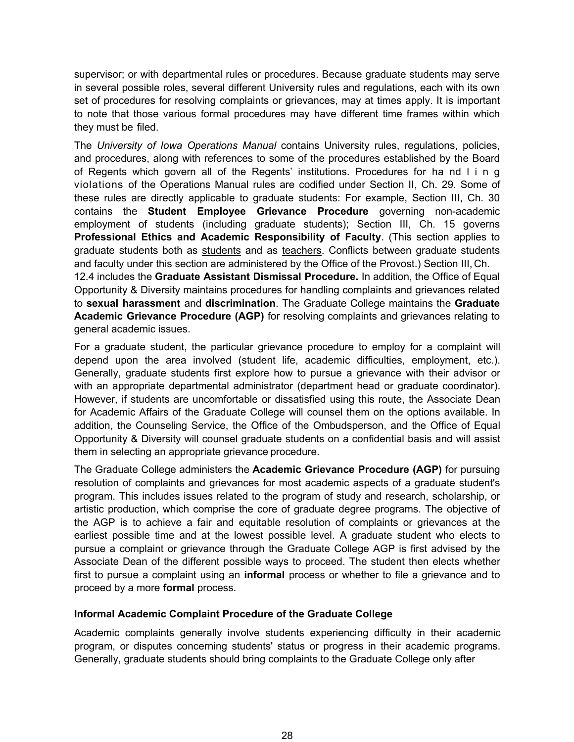supervisor; or with departmental rules or procedures. Because graduate students may serve in several possible roles, several different University rules and regulations, each with its own set of procedures for resolving complaints or grievances, may at times apply. It is important to note that those various formal procedures may have different time frames within which they must be filed.

The *University of Iowa Operations Manual* contains University rules, regulations, policies, and procedures, along with references to some of the procedures established by the Board of Regents which govern all of the Regents' institutions. Procedures for handling violations of the Operations Manual rules are codified under Section II, Ch. 29. Some of these rules are directly applicable to graduate students: For example, Section III, Ch. 30 contains the **Student Employee Grievance Procedure** governing non-academic employment of students (including graduate students); Section III, Ch. 15 governs **Professional Ethics and Academic Responsibility of Faculty**. (This section applies to graduate students both as <u>students</u> and as <u>teachers</u>. Conflicts between graduate students and faculty under this section are administered by the Office of the Provost.) Section III, Ch. 12.4 includes the **Graduate Assistant Dismissal Procedure.** In addition, the Office of Equal Opportunity & Diversity maintains procedures for handling complaints and grievances related to **sexual harassment** and **discrimination**. The Graduate College maintains the **Graduate Academic Grievance Procedure (AGP)** for resolving complaints and grievances relating to general academic issues.

For a graduate student, the particular grievance procedure to employ for a complaint will depend upon the area involved (student life, academic difficulties, employment, etc.). Generally, graduate students first explore how to pursue a grievance with their advisor or with an appropriate departmental administrator (department head or graduate coordinator). However, if students are uncomfortable or dissatisfied using this route, the Associate Dean for Academic Affairs of the Graduate College will counsel them on the options available. In addition, the Counseling Service, the Office of the Ombudsperson, and the Office of Equal Opportunity & Diversity will counsel graduate students on a confidential basis and will assist them in selecting an appropriate grievance procedure.

The Graduate College administers the **Academic Grievance Procedure (AGP)** for pursuing resolution of complaints and grievances for most academic aspects of a graduate student's program. This includes issues related to the program of study and research, scholarship, or artistic production, which comprise the core of graduate degree programs. The objective of the AGP is to achieve a fair and equitable resolution of complaints or grievances at the earliest possible time and at the lowest possible level. A graduate student who elects to pursue a complaint or grievance through the Graduate College AGP is first advised by the Associate Dean of the different possible ways to proceed. The student then elects whether first to pursue a complaint using an **informal** process or whether to file a grievance and to proceed by a more **formal** process.

### Informal Academic Complaint Procedure of the Graduate College

Academic complaints generally involve students experiencing difficulty in their academic program, or disputes concerning students' status or progress in their academic programs. Generally, graduate students should bring complaints to the Graduate College only after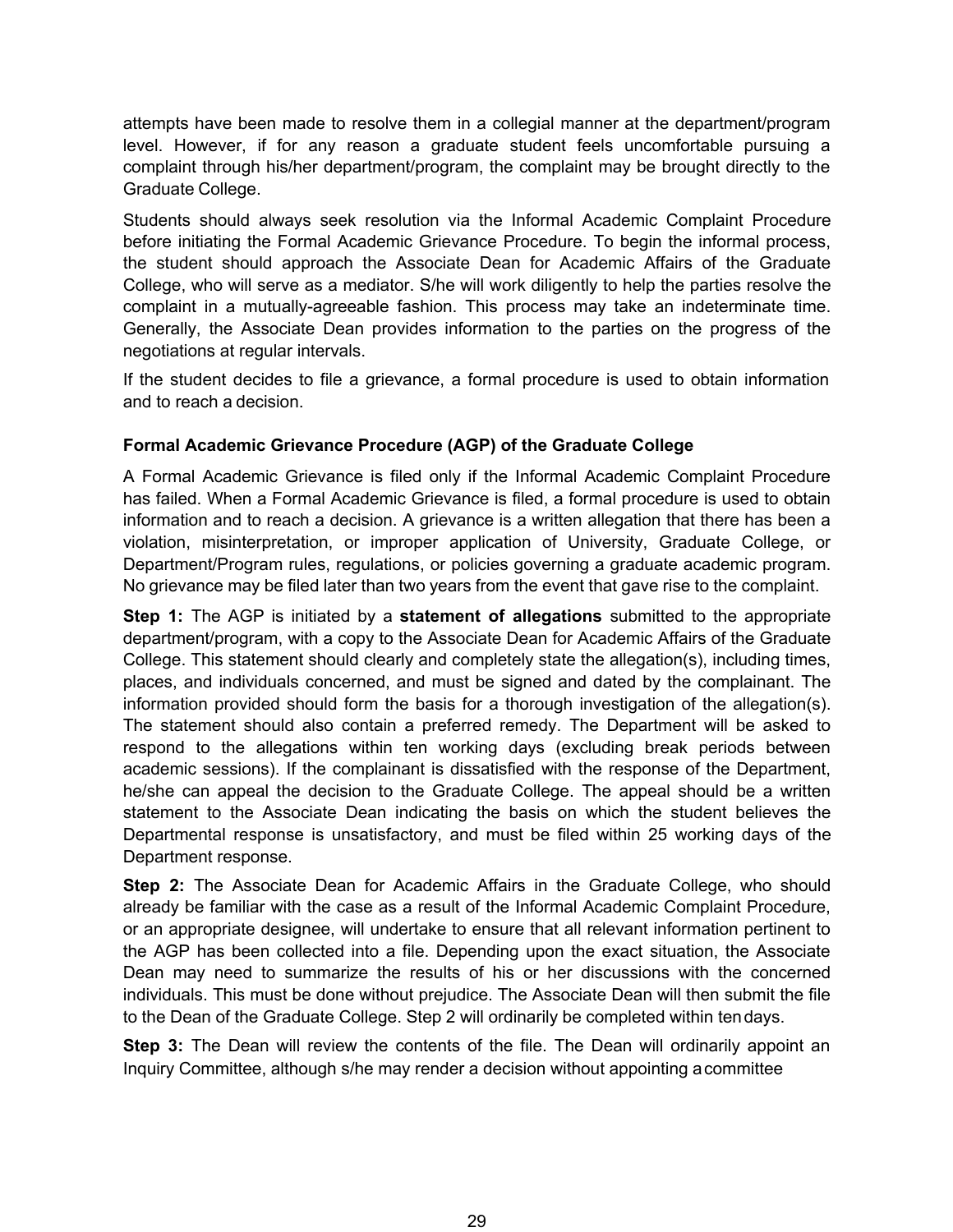attempts have been made to resolve them in a collegial manner at the department/program level. However, if for any reason a graduate student feels uncomfortable pursuing a complaint through his/her department/program, the complaint may be brought directly to the Graduate College.

Students should always seek resolution via the Informal Academic Complaint Procedure before initiating the Formal Academic Grievance Procedure. To begin the informal process, the student should approach the Associate Dean for Academic Affairs of the Graduate College, who will serve as a mediator. S/he will work diligently to help the parties resolve the complaint in a mutually-agreeable fashion. This process may take an indeterminate time. Generally, the Associate Dean provides information to the parties on the progress of the negotiations at regular intervals.

If the student decides to file a grievance, a formal procedure is used to obtain information and to reach a decision.

**Formal Academic Grievance Procedure (AGP) of the Graduate College**

A Formal Academic Grievance is filed only if the Informal Academic Complaint Procedure has failed. When a Formal Academic Grievance is filed, a formal procedure is used to obtain information and to reach a decision. A grievance is a written allegation that there has been a violation, misinterpretation, or improper application of University, Graduate College, or Department/Program rules, regulations, or policies governing a graduate academic program. No grievance may be filed later than two years from the event that gave rise to the complaint.

**Step 1:** The AGP is initiated by a **statement of allegations** submitted to the appropriate department/program, with a copy to the Associate Dean for Academic Affairs of the Graduate College. This statement should clearly and completely state the allegation(s), including times, places, and individuals concerned, and must be signed and dated by the complainant. The information provided should form the basis for a thorough investigation of the allegation(s). The statement should also contain a preferred remedy. The Department will be asked to respond to the allegations within ten working days (excluding break periods between academic sessions). If the complainant is dissatisfied with the response of the Department, he/she can appeal the decision to the Graduate College. The appeal should be a written statement to the Associate Dean indicating the basis on which the student believes the Departmental response is unsatisfactory, and must be filed within 25 working days of the Department response.

**Step 2:** The Associate Dean for Academic Affairs in the Graduate College, who should already be familiar with the case as a result of the Informal Academic Complaint Procedure, or an appropriate designee, will undertake to ensure that all relevant information pertinent to the AGP has been collected into a file. Depending upon the exact situation, the Associate Dean may need to summarize the results of his or her discussions with the concerned individuals. This must be done without prejudice. The Associate Dean will then submit the file to the Dean of the Graduate College. Step 2 will ordinarily be completed within ten days.

**Step 3:** The Dean will review the contents of the file. The Dean will ordinarily appoint an Inquiry Committee, although s/he may render a decision without appointing a committee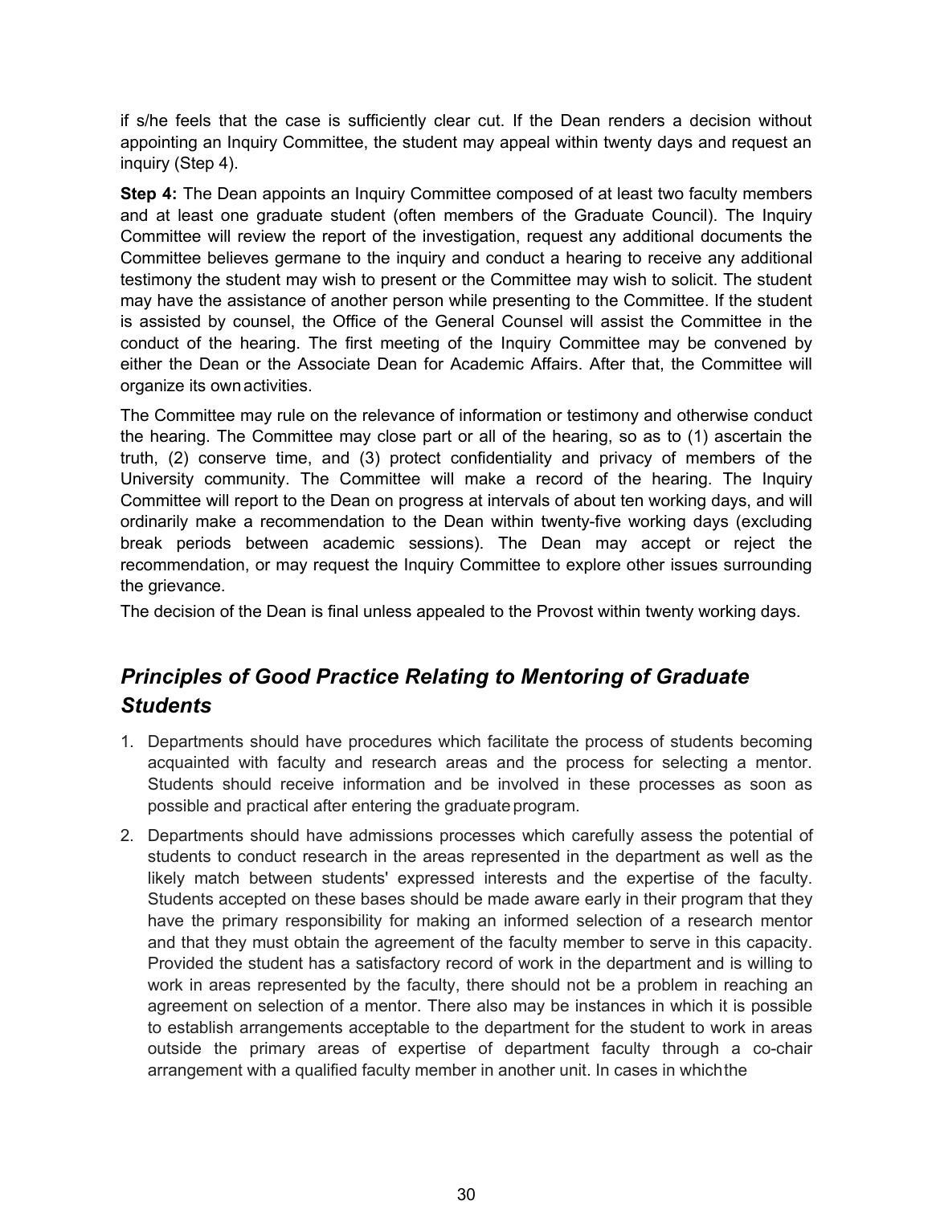if s/he feels that the case is sufficiently clear cut. If the Dean renders a decision without appointing an Inquiry Committee, the student may appeal within twenty days and request an inquiry (Step 4).

**Step 4:** The Dean appoints an Inquiry Committee composed of at least two faculty members and at least one graduate student (often members of the Graduate Council). The Inquiry Committee will review the report of the investigation, request any additional documents the Committee believes germane to the inquiry and conduct a hearing to receive any additional testimony the student may wish to present or the Committee may wish to solicit. The student may have the assistance of another person while presenting to the Committee. If the student is assisted by counsel, the Office of the General Counsel will assist the Committee in the conduct of the hearing. The first meeting of the Inquiry Committee may be convened by either the Dean or the Associate Dean for Academic Affairs. After that, the Committee will organize its own activities.

The Committee may rule on the relevance of information or testimony and otherwise conduct the hearing. The Committee may close part or all of the hearing, so as to (1) ascertain the truth, (2) conserve time, and (3) protect confidentiality and privacy of members of the University community. The Committee will make a record of the hearing. The Inquiry Committee will report to the Dean on progress at intervals of about ten working days, and will ordinarily make a recommendation to the Dean within twenty-five working days (excluding break periods between academic sessions). The Dean may accept or reject the recommendation, or may request the Inquiry Committee to explore other issues surrounding the grievance.

The decision of the Dean is final unless appealed to the Provost within twenty working days.

## *Principles of Good Practice Relating to Mentoring of Graduate Students*

1. Departments should have procedures which facilitate the process of students becoming acquainted with faculty and research areas and the process for selecting a mentor. Students should receive information and be involved in these processes as soon as possible and practical after entering the graduate program.
2. Departments should have admissions processes which carefully assess the potential of students to conduct research in the areas represented in the department as well as the likely match between students' expressed interests and the expertise of the faculty. Students accepted on these bases should be made aware early in their program that they have the primary responsibility for making an informed selection of a research mentor and that they must obtain the agreement of the faculty member to serve in this capacity. Provided the student has a satisfactory record of work in the department and is willing to work in areas represented by the faculty, there should not be a problem in reaching an agreement on selection of a mentor. There also may be instances in which it is possible to establish arrangements acceptable to the department for the student to work in areas outside the primary areas of expertise of department faculty through a co-chair arrangement with a qualified faculty member in another unit. In cases in which the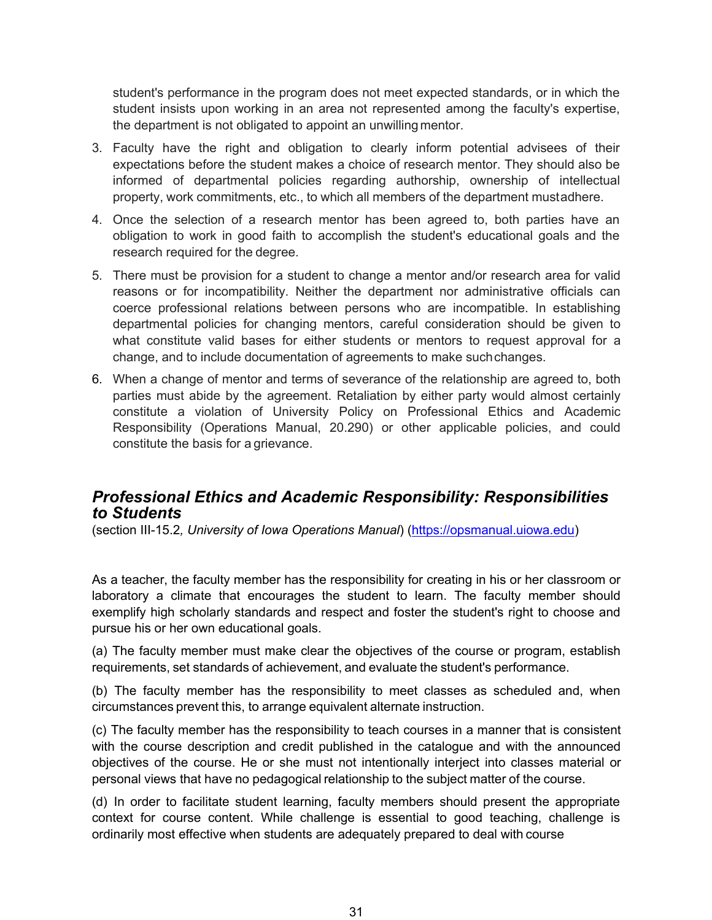student's performance in the program does not meet expected standards, or in which the student insists upon working in an area not represented among the faculty's expertise, the department is not obligated to appoint an unwilling mentor.

3. Faculty have the right and obligation to clearly inform potential advisees of their expectations before the student makes a choice of research mentor. They should also be informed of departmental policies regarding authorship, ownership of intellectual property, work commitments, etc., to which all members of the department must adhere.
4. Once the selection of a research mentor has been agreed to, both parties have an obligation to work in good faith to accomplish the student's educational goals and the research required for the degree.
5. There must be provision for a student to change a mentor and/or research area for valid reasons or for incompatibility. Neither the department nor administrative officials can coerce professional relations between persons who are incompatible. In establishing departmental policies for changing mentors, careful consideration should be given to what constitute valid bases for either students or mentors to request approval for a change, and to include documentation of agreements to make such changes.
6. When a change of mentor and terms of severance of the relationship are agreed to, both parties must abide by the agreement. Retaliation by either party would almost certainly constitute a violation of University Policy on Professional Ethics and Academic Responsibility (Operations Manual, 20.290) or other applicable policies, and could constitute the basis for a grievance.

## *Professional Ethics and Academic Responsibility: Responsibilities to Students*

(section III-15.2*, University of Iowa Operations Manual*) (https://opsmanual.uiowa.edu)

As a teacher, the faculty member has the responsibility for creating in his or her classroom or laboratory a climate that encourages the student to learn. The faculty member should exemplify high scholarly standards and respect and foster the student's right to choose and pursue his or her own educational goals.

(a) The faculty member must make clear the objectives of the course or program, establish requirements, set standards of achievement, and evaluate the student's performance.

(b) The faculty member has the responsibility to meet classes as scheduled and, when circumstances prevent this, to arrange equivalent alternate instruction.

(c) The faculty member has the responsibility to teach courses in a manner that is consistent with the course description and credit published in the catalogue and with the announced objectives of the course. He or she must not intentionally interject into classes material or personal views that have no pedagogical relationship to the subject matter of the course.

(d) In order to facilitate student learning, faculty members should present the appropriate context for course content. While challenge is essential to good teaching, challenge is ordinarily most effective when students are adequately prepared to deal with course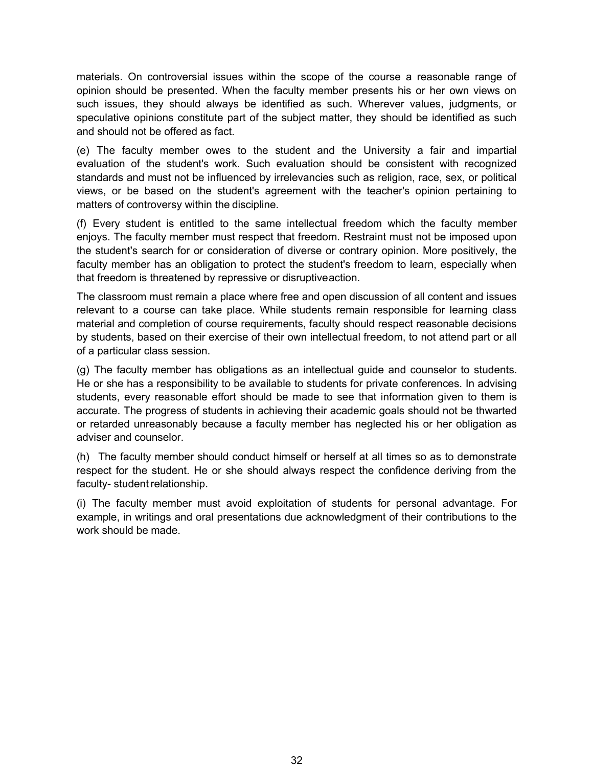materials. On controversial issues within the scope of the course a reasonable range of opinion should be presented. When the faculty member presents his or her own views on such issues, they should always be identified as such. Wherever values, judgments, or speculative opinions constitute part of the subject matter, they should be identified as such and should not be offered as fact.

(e) The faculty member owes to the student and the University a fair and impartial evaluation of the student's work. Such evaluation should be consistent with recognized standards and must not be influenced by irrelevancies such as religion, race, sex, or political views, or be based on the student's agreement with the teacher's opinion pertaining to matters of controversy within the discipline.

(f) Every student is entitled to the same intellectual freedom which the faculty member enjoys. The faculty member must respect that freedom. Restraint must not be imposed upon the student's search for or consideration of diverse or contrary opinion. More positively, the faculty member has an obligation to protect the student's freedom to learn, especially when that freedom is threatened by repressive or disruptive action.

The classroom must remain a place where free and open discussion of all content and issues relevant to a course can take place. While students remain responsible for learning class material and completion of course requirements, faculty should respect reasonable decisions by students, based on their exercise of their own intellectual freedom, to not attend part or all of a particular class session.

(g) The faculty member has obligations as an intellectual guide and counselor to students. He or she has a responsibility to be available to students for private conferences. In advising students, every reasonable effort should be made to see that information given to them is accurate. The progress of students in achieving their academic goals should not be thwarted or retarded unreasonably because a faculty member has neglected his or her obligation as adviser and counselor.

(h) The faculty member should conduct himself or herself at all times so as to demonstrate respect for the student. He or she should always respect the confidence deriving from the faculty- student relationship.

(i) The faculty member must avoid exploitation of students for personal advantage. For example, in writings and oral presentations due acknowledgment of their contributions to the work should be made.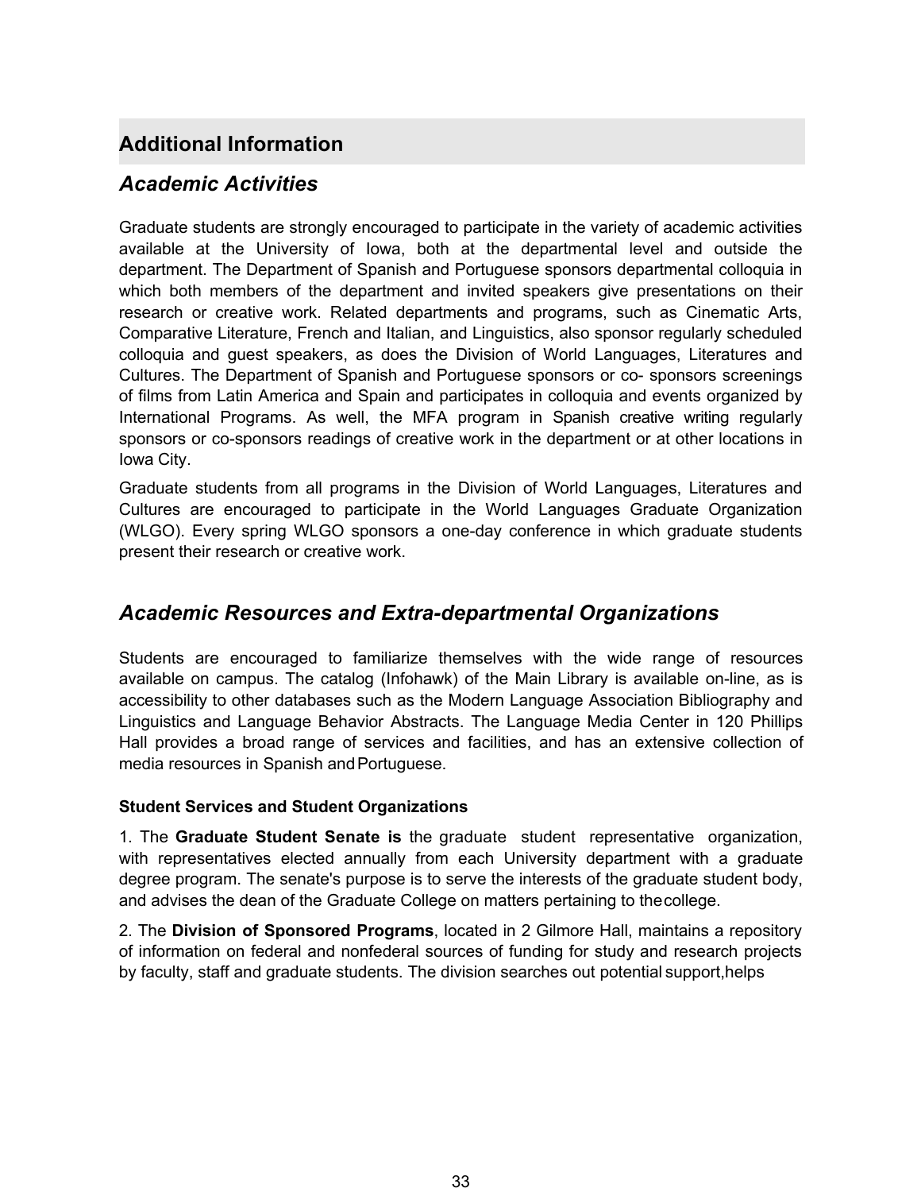## Additional Information

### *Academic Activities*

Graduate students are strongly encouraged to participate in the variety of academic activities available at the University of Iowa, both at the departmental level and outside the department. The Department of Spanish and Portuguese sponsors departmental colloquia in which both members of the department and invited speakers give presentations on their research or creative work. Related departments and programs, such as Cinematic Arts, Comparative Literature, French and Italian, and Linguistics, also sponsor regularly scheduled colloquia and guest speakers, as does the Division of World Languages, Literatures and Cultures. The Department of Spanish and Portuguese sponsors or co- sponsors screenings of films from Latin America and Spain and participates in colloquia and events organized by International Programs. As well, the MFA program in Spanish creative writing regularly sponsors or co-sponsors readings of creative work in the department or at other locations in Iowa City.

Graduate students from all programs in the Division of World Languages, Literatures and Cultures are encouraged to participate in the World Languages Graduate Organization (WLGO). Every spring WLGO sponsors a one-day conference in which graduate students present their research or creative work.

### *Academic Resources and Extra-departmental Organizations*

Students are encouraged to familiarize themselves with the wide range of resources available on campus. The catalog (Infohawk) of the Main Library is available on-line, as is accessibility to other databases such as the Modern Language Association Bibliography and Linguistics and Language Behavior Abstracts. The Language Media Center in 120 Phillips Hall provides a broad range of services and facilities, and has an extensive collection of media resources in Spanish and Portuguese.

**Student Services and Student Organizations**

1. The **Graduate Student Senate is** the graduate student representative organization, with representatives elected annually from each University department with a graduate degree program. The senate's purpose is to serve the interests of the graduate student body, and advises the dean of the Graduate College on matters pertaining to the college.

2. The **Division of Sponsored Programs**, located in 2 Gilmore Hall, maintains a repository of information on federal and nonfederal sources of funding for study and research projects by faculty, staff and graduate students. The division searches out potential support, helps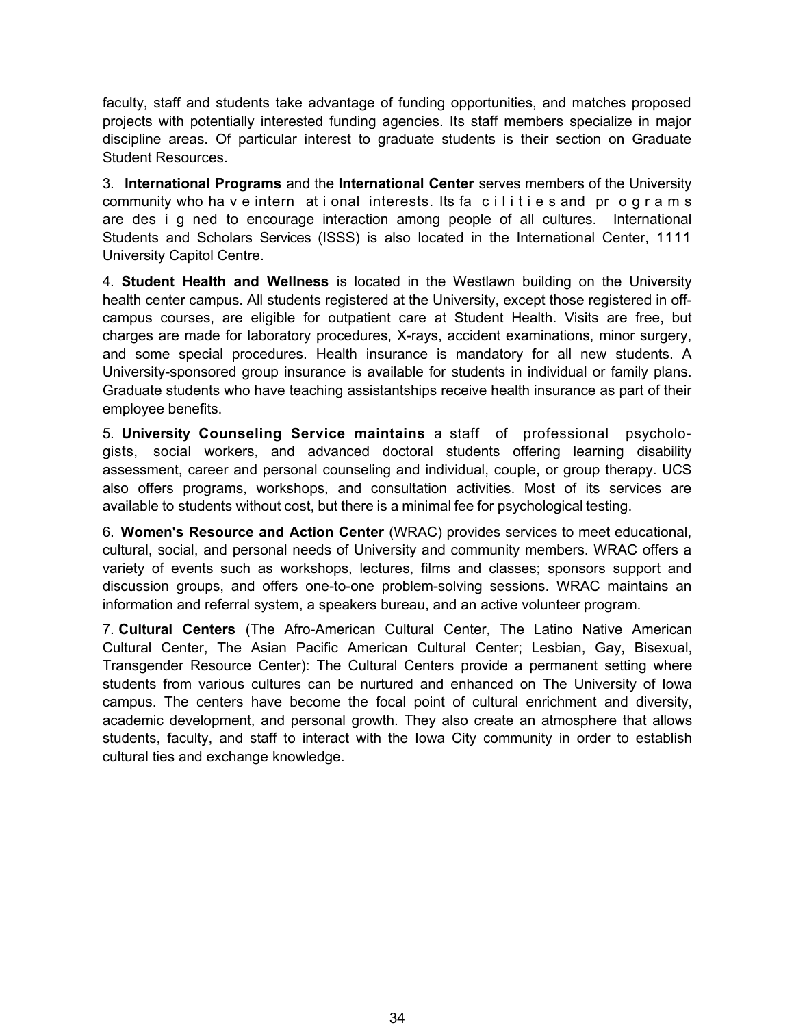faculty, staff and students take advantage of funding opportunities, and matches proposed projects with potentially interested funding agencies. Its staff members specialize in major discipline areas. Of particular interest to graduate students is their section on Graduate Student Resources.

3. **International Programs** and the **International Center** serves members of the University community who have international interests. Its facilities and programs are designed to encourage interaction among people of all cultures. International Students and Scholars Services (ISSS) is also located in the International Center, 1111 University Capitol Centre.

4. **Student Health and Wellness** is located in the Westlawn building on the University health center campus. All students registered at the University, except those registered in off-campus courses, are eligible for outpatient care at Student Health. Visits are free, but charges are made for laboratory procedures, X-rays, accident examinations, minor surgery, and some special procedures. Health insurance is mandatory for all new students. A University-sponsored group insurance is available for students in individual or family plans. Graduate students who have teaching assistantships receive health insurance as part of their employee benefits.

5. **University Counseling Service maintains** a staff of professional psychologists, social workers, and advanced doctoral students offering learning disability assessment, career and personal counseling and individual, couple, or group therapy. UCS also offers programs, workshops, and consultation activities. Most of its services are available to students without cost, but there is a minimal fee for psychological testing.

6. **Women's Resource and Action Center** (WRAC) provides services to meet educational, cultural, social, and personal needs of University and community members. WRAC offers a variety of events such as workshops, lectures, films and classes; sponsors support and discussion groups, and offers one-to-one problem-solving sessions. WRAC maintains an information and referral system, a speakers bureau, and an active volunteer program.

7. **Cultural Centers** (The Afro-American Cultural Center, The Latino Native American Cultural Center, The Asian Pacific American Cultural Center; Lesbian, Gay, Bisexual, Transgender Resource Center): The Cultural Centers provide a permanent setting where students from various cultures can be nurtured and enhanced on The University of Iowa campus. The centers have become the focal point of cultural enrichment and diversity, academic development, and personal growth. They also create an atmosphere that allows students, faculty, and staff to interact with the Iowa City community in order to establish cultural ties and exchange knowledge.